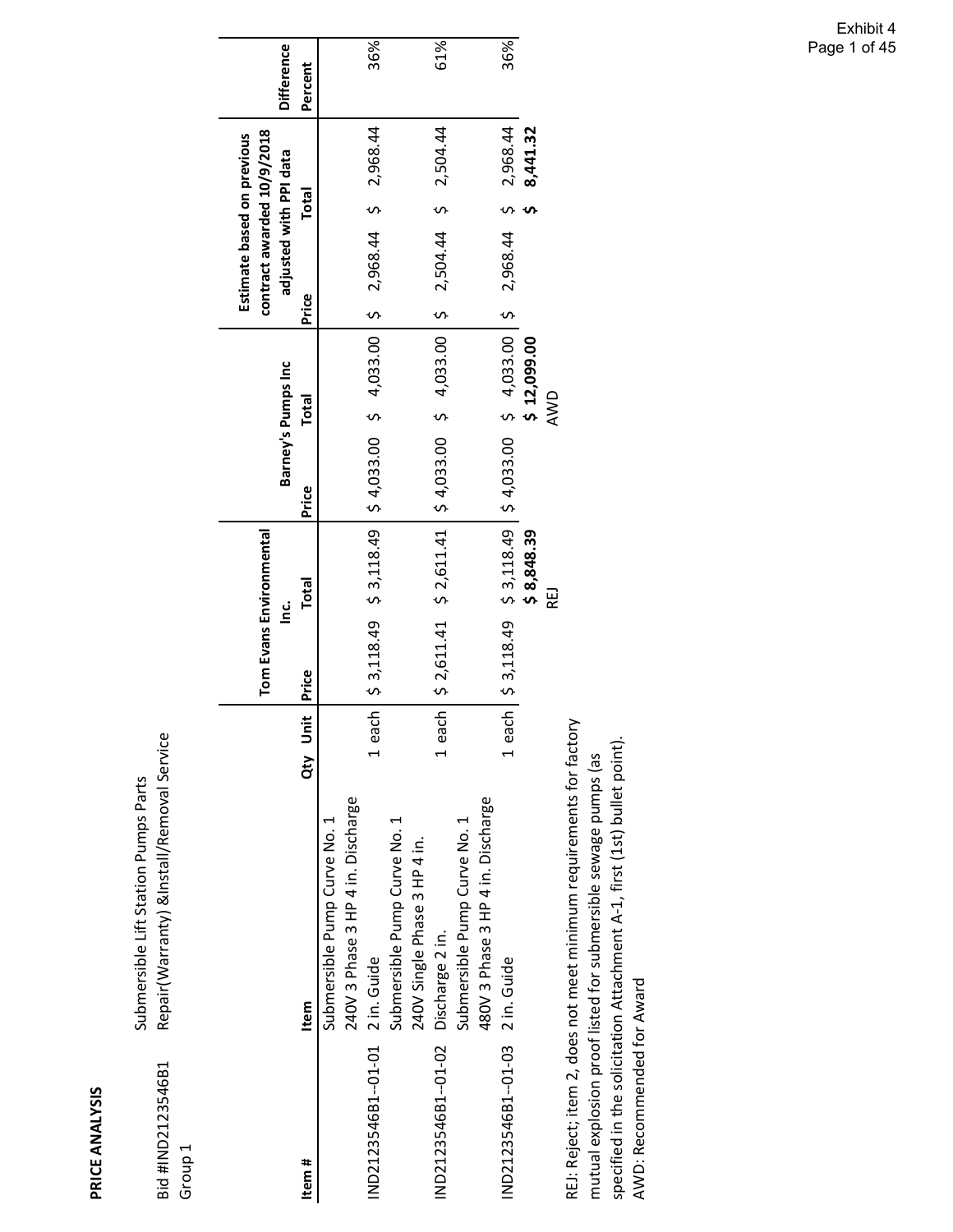# PRICE ANALYSIS

Bid #IND2123546B1 Submersible Lift Station Pumps Parts Repair(Warranty) &Install/Removal Service

Group 1

| Item # | Item | Qty | Unit | Tom Evans Environmental Inc. Price | Tom Evans Environmental Inc. Total | Barney's Pumps Inc Price | Barney's Pumps Inc Total | Estimate based on previous contract awarded 10/9/2018 adjusted with PPI data Price | Estimate based on previous contract awarded 10/9/2018 adjusted with PPI data Total | Difference Percent |
|---|---|---|---|---|---|---|---|---|---|---|
| IND2123546B1--01-01 | Submersible Pump Curve No. 1 240V 3 Phase 3 HP 4 in. Discharge 2 in. Guide | 1 | each | $ 3,118.49 | $ 3,118.49 | $ 4,033.00 | $ 4,033.00 | $ 2,968.44 | $ 2,968.44 | 36% |
| IND2123546B1--01-02 | Submersible Pump Curve No. 1 240V Single Phase 3 HP 4 in. Discharge 2 in. | 1 | each | $ 2,611.41 | $ 2,611.41 | $ 4,033.00 | $ 4,033.00 | $ 2,504.44 | $ 2,504.44 | 61% |
| IND2123546B1--01-03 | Submersible Pump Curve No. 1 480V 3 Phase 3 HP 4 in. Discharge 2 in. Guide | 1 | each | $ 3,118.49 | $ 3,118.49 | $ 4,033.00 | $ 4,033.00 | $ 2,968.44 | $ 2,968.44 | 36% |
| | | | | | **$ 8,848.39** | | **$ 12,099.00** | | **$ 8,441.32** | |
| | | | | | REJ | | AWD | | | |

REJ: Reject; item 2, does not meet minimum requirements for factory mutual explosion proof listed for submersible sewage pumps (as specified in the solicitation Attachment A-1, first (1st) bullet point).

AWD: Recommended for Award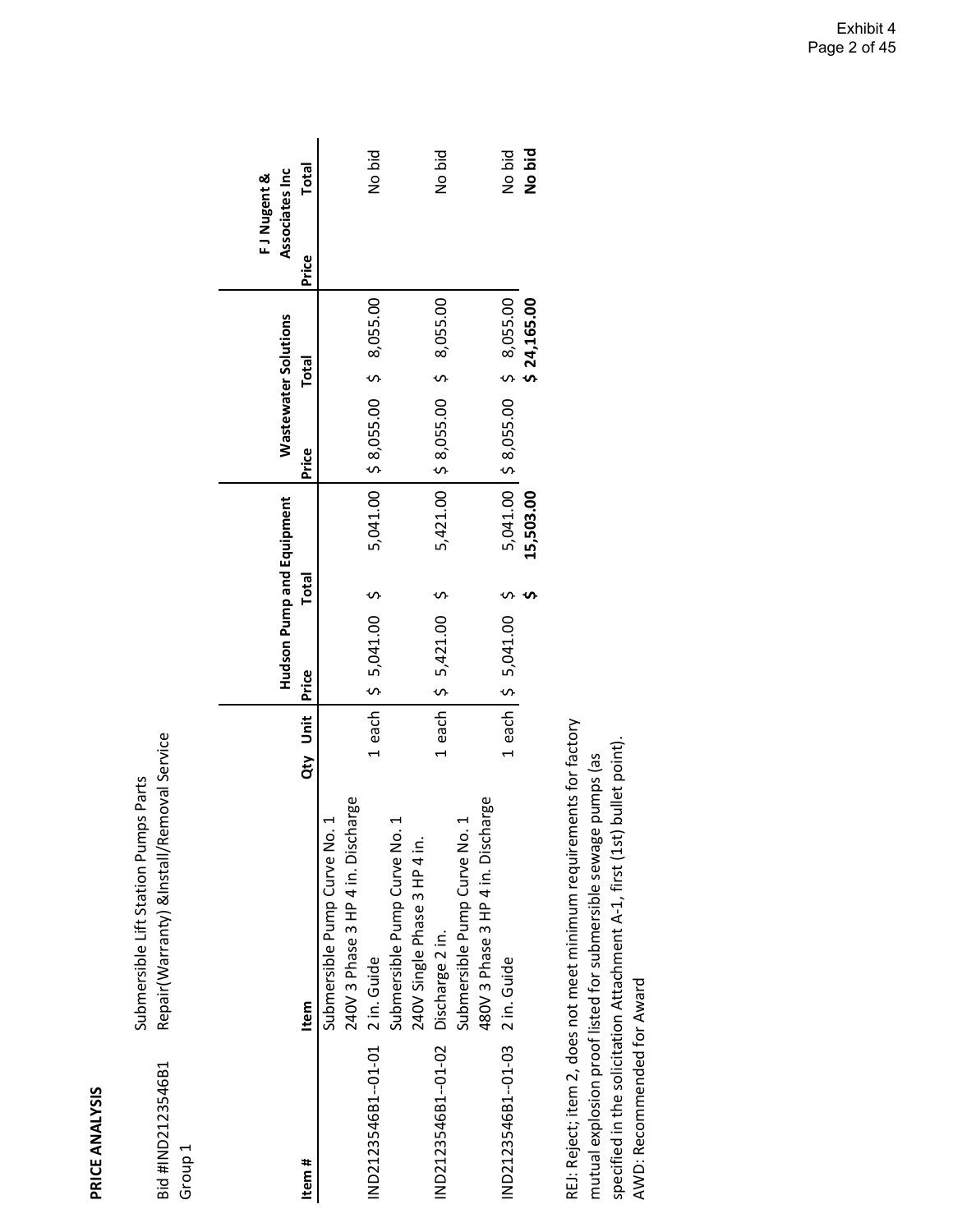**PRICE ANALYSIS**

Bid #IND2123546B1 Submersible Lift Station Pumps Parts Repair(Warranty) &Install/Removal Service

Group 1

| Item # | Item | Qty | Unit | Hudson Pump and Equipment Price | Hudson Pump and Equipment Total | Wastewater Solutions Price | Wastewater Solutions Total | F J Nugent & Associates Inc Price | F J Nugent & Associates Inc Total |
|---|---|---|---|---|---|---|---|---|---|
| IND2123546B1--01-01 | Submersible Pump Curve No. 1 240V 3 Phase 3 HP 4 in. Discharge 2 in. Guide | 1 | each | $ 5,041.00 | $ 5,041.00 | $ 8,055.00 | $ 8,055.00 | | No bid |
| IND2123546B1--01-02 | Submersible Pump Curve No. 1 240V Single Phase 3 HP 4 in. Discharge 2 in. | 1 | each | $ 5,421.00 | $ 5,421.00 | $ 8,055.00 | $ 8,055.00 | | No bid |
| IND2123546B1--01-03 | Submersible Pump Curve No. 1 480V 3 Phase 3 HP 4 in. Discharge 2 in. Guide | 1 | each | $ 5,041.00 | $ 5,041.00 | $ 8,055.00 | $ 8,055.00 | | No bid |
| | | | | | **$ 15,503.00** | | **$ 24,165.00** | | **No bid** |

REJ: Reject; item 2, does not meet minimum requirements for factory mutual explosion proof listed for submersible sewage pumps (as specified in the solicitation Attachment A-1, first (1st) bullet point).

AWD: Recommended for Award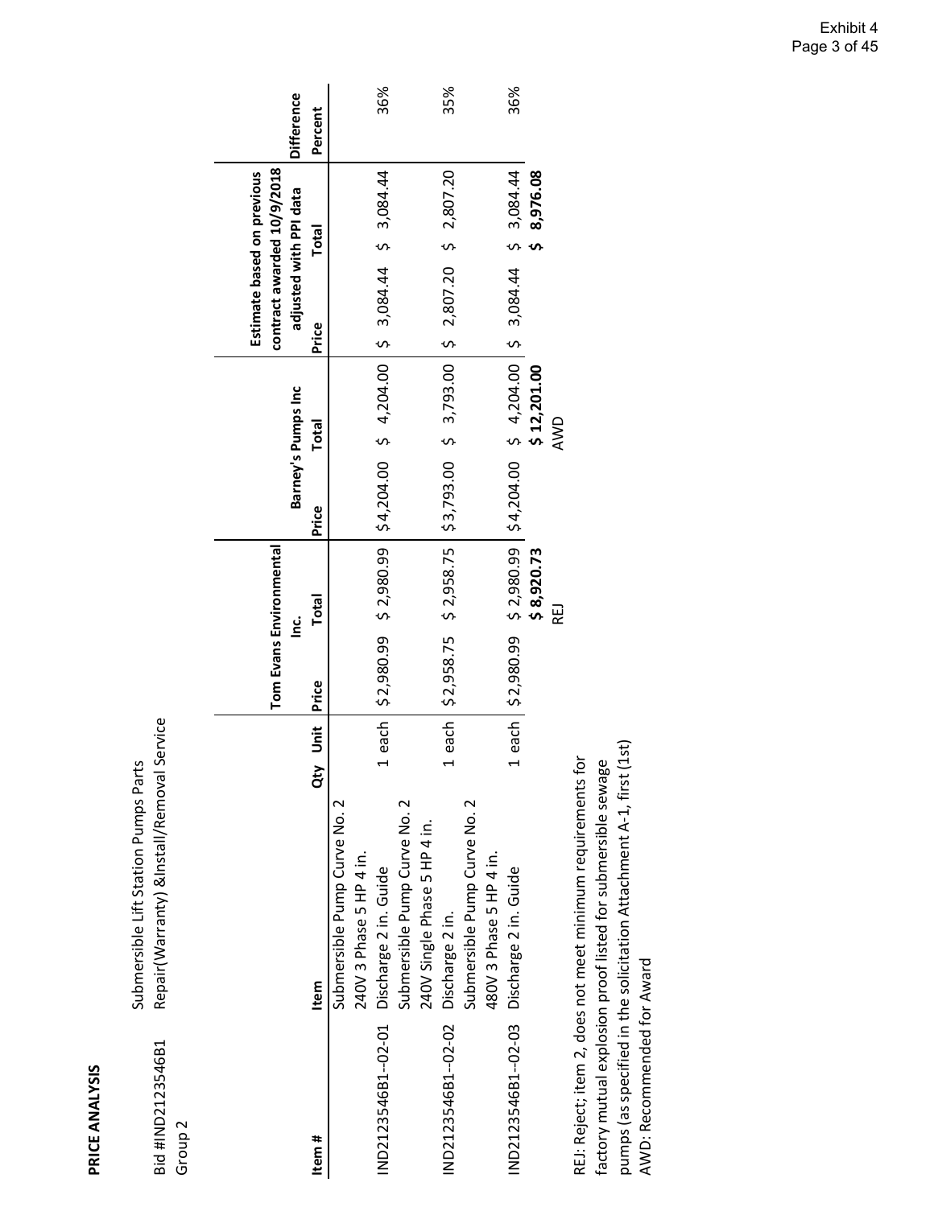**PRICE ANALYSIS**

Bid #IND2123546B1 Submersible Lift Station Pumps Parts Repair(Warranty) &Install/Removal Service

Group 2

| Item # | Item | Qty | Unit | Tom Evans Environmental Inc. | | Barney's Pumps Inc | | Estimate based on previous contract awarded 10/9/2018 adjusted with PPI data | | Difference |
|---|---|---|---|---|---|---|---|---|---|---|
| | | | | Price | Total | Price | Total | Price | Total | Percent |
| IND2123546B1--02-01 | Submersible Pump Curve No. 2 240V 3 Phase 5 HP 4 in. Discharge 2 in. Guide | 1 | each | $2,980.99 | $ 2,980.99 | $4,204.00 | $ 4,204.00 | $ 3,084.44 | $ 3,084.44 | 36% |
| IND2123546B1--02-02 | Submersible Pump Curve No. 2 240V Single Phase 5 HP 4 in. Discharge 2 in. | 1 | each | $2,958.75 | $ 2,958.75 | $3,793.00 | $ 3,793.00 | $ 2,807.20 | $ 2,807.20 | 35% |
| IND2123546B1--02-03 | Submersible Pump Curve No. 2 480V 3 Phase 5 HP 4 in. Discharge 2 in. Guide | 1 | each | $2,980.99 | $ 2,980.99 | $4,204.00 | $ 4,204.00 | $ 3,084.44 | $ 3,084.44 | 36% |
| | | | | | **$ 8,920.73** | | **$ 12,201.00** | | **$ 8,976.08** | |
| | | | | | REJ | | AWD | | | |

REJ: Reject; item 2, does not meet minimum requirements for factory mutual explosion proof listed for submersible sewage pumps (as specified in the solicitation Attachment A-1, first (1st)

AWD: Recommended for Award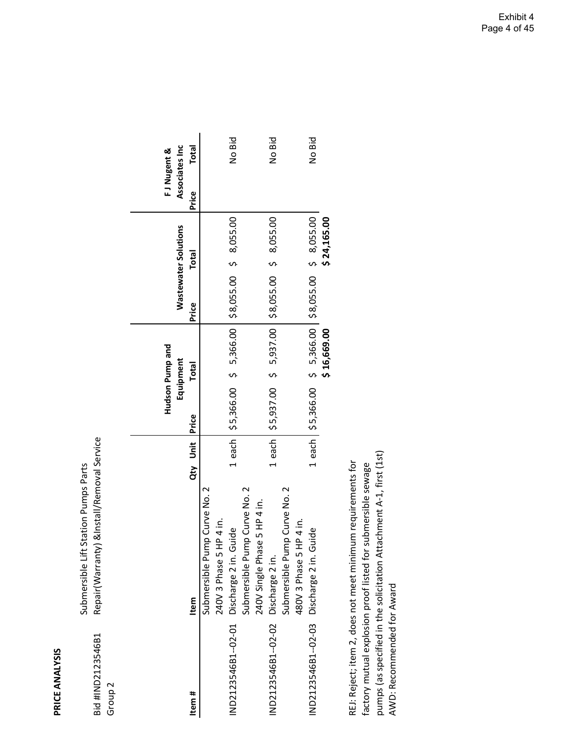**PRICE ANALYSIS**

Bid #IND2123546B1 Submersible Lift Station Pumps Parts Repair(Warranty) &Install/Removal Service

Group 2

| Item # | Item | Qty | Unit | Hudson Pump and Equipment Price | Hudson Pump and Equipment Total | Wastewater Solutions Price | Wastewater Solutions Total | F J Nugent & Associates Inc Price | F J Nugent & Associates Inc Total |
|---|---|---|---|---|---|---|---|---|---|
| IND2123546B1--02-01 | Submersible Pump Curve No. 2 240V 3 Phase 5 HP 4 in. Discharge 2 in. Guide | 1 | each | $5,366.00 | $ 5,366.00 | $8,055.00 | $ 8,055.00 | | No Bid |
| IND2123546B1--02-02 | Submersible Pump Curve No. 2 240V Single Phase 5 HP 4 in. Discharge 2 in. | 1 | each | $5,937.00 | $ 5,937.00 | $8,055.00 | $ 8,055.00 | | No Bid |
| IND2123546B1--02-03 | Submersible Pump Curve No. 2 480V 3 Phase 5 HP 4 in. Discharge 2 in. Guide | 1 | each | $5,366.00 | $ 5,366.00 | $8,055.00 | $ 8,055.00 | | No Bid |
| | | | | | **$ 16,669.00** | | **$ 24,165.00** | | |

REJ: Reject; item 2, does not meet minimum requirements for factory mutual explosion proof listed for submersible sewage pumps (as specified in the solicitation Attachment A-1, first (1st)

AWD: Recommended for Award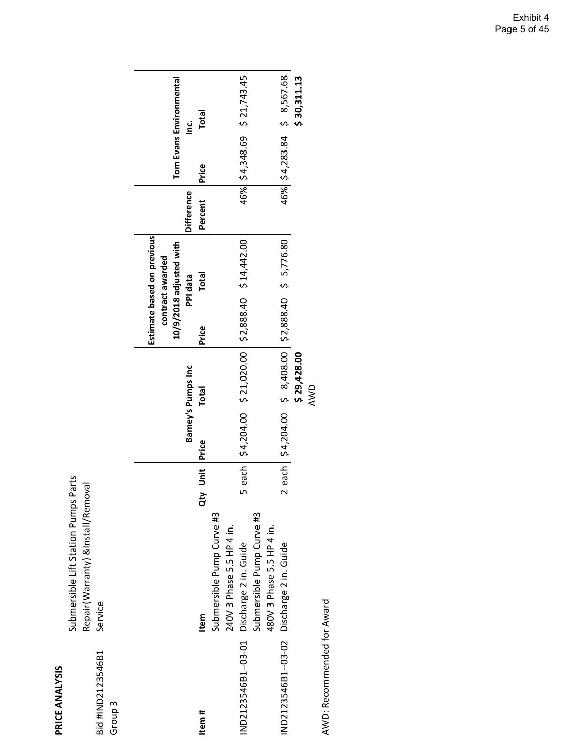**PRICE ANALYSIS**

Submersible Lift Station Pumps Parts Repair(Warranty) &Install/Removal Service

Bid #IND2123546B1

Group 3

| Item # | Item | Qty | Unit | Barney's Pumps Inc | | Estimate based on previous contract awarded 10/9/2018 adjusted with PPI data | | Difference | Tom Evans Environmental Inc. | |
|---|---|---|---|---|---|---|---|---|---|---|
| | | | | Price | Total | Price | Total | Percent | Price | Total |
| IND2123546B1--03-01 | Submersible Pump Curve #3 240V 3 Phase 5.5 HP 4 in. Discharge 2 in. Guide | 5 | each | $4,204.00 | $ 21,020.00 | $2,888.40 | $ 14,442.00 | 46% | $4,348.69 | $ 21,743.45 |
| IND2123546B1--03-02 | Submersible Pump Curve #3 480V 3 Phase 5.5 HP 4 in. Discharge 2 in. Guide | 2 | each | $4,204.00 | $ 8,408.00 | $2,888.40 | $ 5,776.80 | 46% | $4,283.84 | $ 8,567.68 |
| | | | | | **$ 29,428.00** | | | | | **$ 30,311.13** |
| | | | | | AWD | | | | | |

AWD: Recommended for Award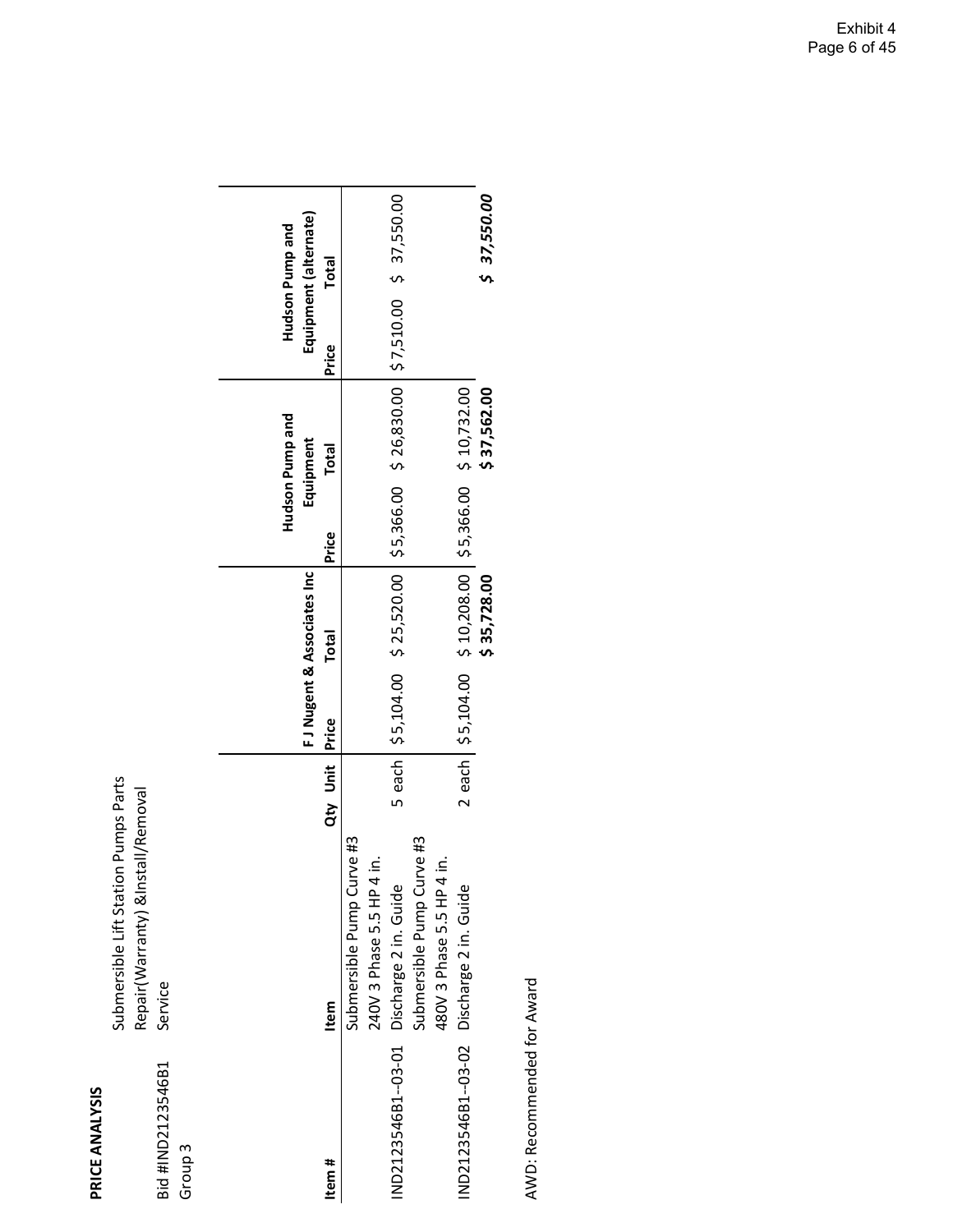**PRICE ANALYSIS**

Bid #IND2123546B1 Submersible Lift Station Pumps Parts Repair(Warranty) &Install/Removal Service

Group 3

| Item # | Item | Qty | Unit | F J Nugent & Associates Inc Price | F J Nugent & Associates Inc Total | Hudson Pump and Equipment Price | Hudson Pump and Equipment Total | Hudson Pump and Equipment (alternate) Price | Hudson Pump and Equipment (alternate) Total |
|---|---|---|---|---|---|---|---|---|---|
| IND2123546B1--03-01 | Submersible Pump Curve #3 240V 3 Phase 5.5 HP 4 in. Discharge 2 in. Guide | 5 | each | $5,104.00 | $ 25,520.00 | $5,366.00 | $ 26,830.00 | $ 7,510.00 | $ 37,550.00 |
| IND2123546B1--03-02 | Submersible Pump Curve #3 480V 3 Phase 5.5 HP 4 in. Discharge 2 in. Guide | 2 | each | $5,104.00 | $ 10,208.00 | $5,366.00 | $ 10,732.00 | | |
| | | | | | **$ 35,728.00** | | **$ 37,562.00** | | ***$ 37,550.00*** |

AWD: Recommended for Award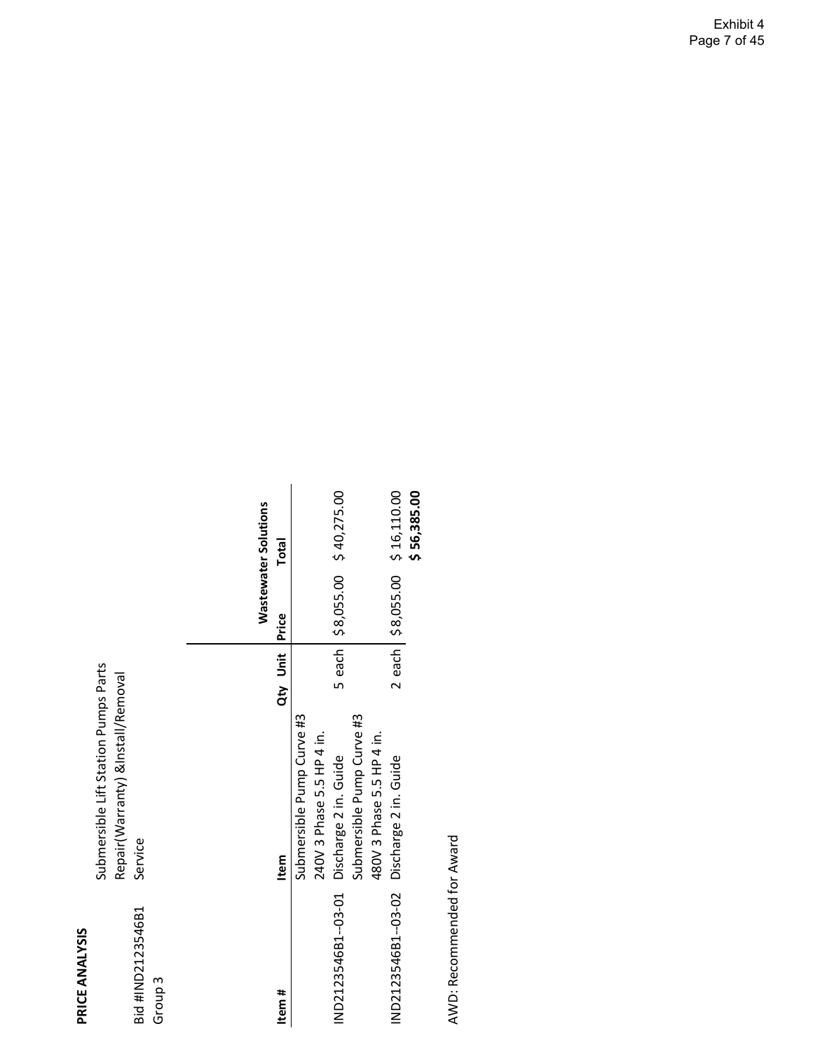**PRICE ANALYSIS**

Submersible Lift Station Pumps Parts Repair(Warranty) &Install/Removal Service

Bid #IND2123546B1

Group 3

| Item # | Item | Qty | Unit | Wastewater Solutions Price | Wastewater Solutions Total |
|---|---|---|---|---|---|
| IND2123546B1--03-01 | Submersible Pump Curve #3 240V 3 Phase 5.5 HP 4 in. Discharge 2 in. Guide | 5 | each | $8,055.00 | $ 40,275.00 |
| IND2123546B1--03-02 | Submersible Pump Curve #3 480V 3 Phase 5.5 HP 4 in. Discharge 2 in. Guide | 2 | each | $8,055.00 | $ 16,110.00 |
| | | | | | **$ 56,385.00** |

AWD: Recommended for Award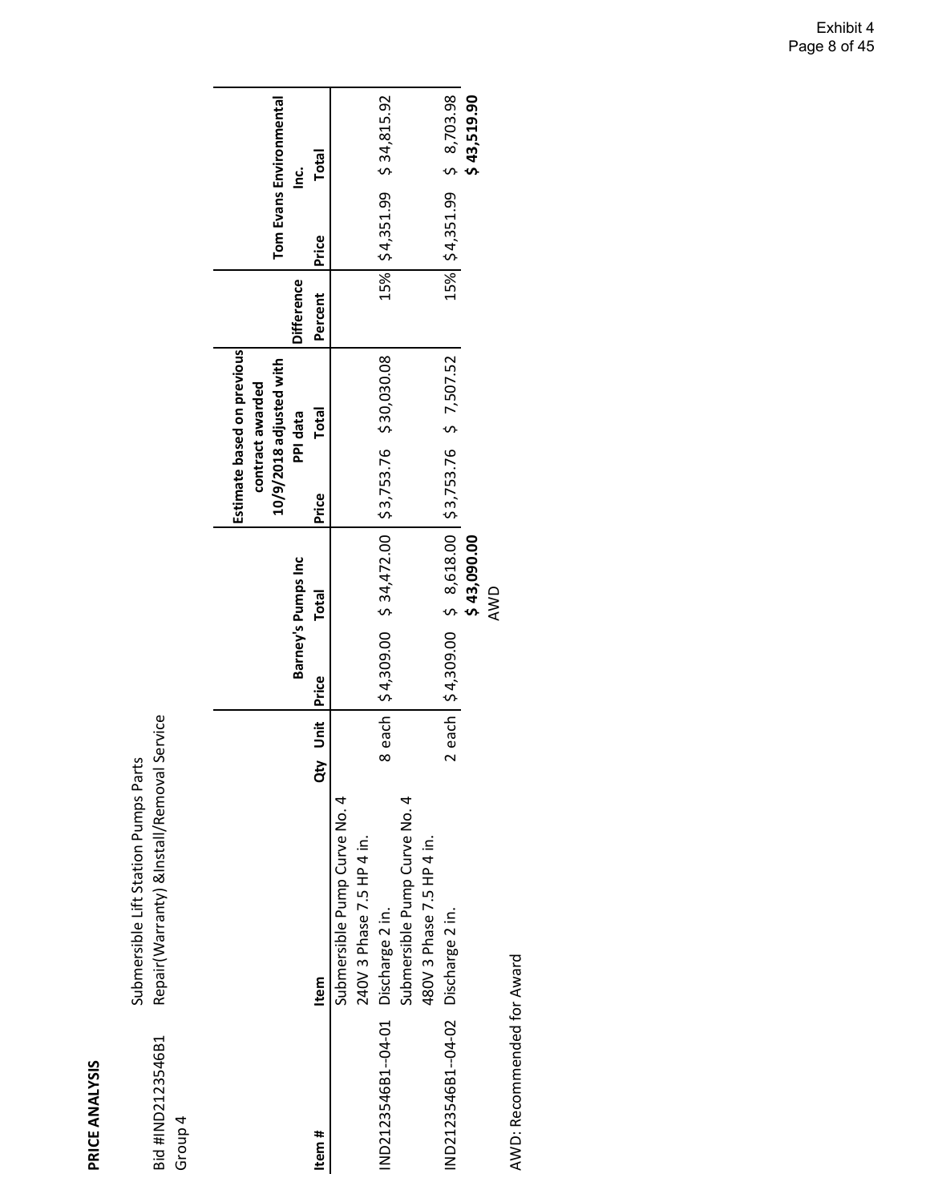**PRICE ANALYSIS**

Bid #IND2123546B1 Submersible Lift Station Pumps Parts Repair(Warranty) &Install/Removal Service

Group 4

| Item # | Item | Qty | Unit | Barney's Pumps Inc | | Estimate based on previous contract awarded 10/9/2018 adjusted with PPI data | | Difference | Tom Evans Environmental Inc. | |
|---|---|---|---|---|---|---|---|---|---|---|
| | | | | Price | Total | Price | Total | Percent | Price | Total |
| IND2123546B1--04-01 | Submersible Pump Curve No. 4 240V 3 Phase 7.5 HP 4 in. Discharge 2 in. | 8 | each | $4,309.00 | $ 34,472.00 | $3,753.76 | $30,030.08 | 15% | $4,351.99 | $ 34,815.92 |
| IND2123546B1--04-02 | Submersible Pump Curve No. 4 480V 3 Phase 7.5 HP 4 in. Discharge 2 in. | 2 | each | $4,309.00 | $ 8,618.00 | $3,753.76 | $ 7,507.52 | 15% | $4,351.99 | $ 8,703.98 |
| | | | | | **$ 43,090.00** | | | | | **$ 43,519.90** |
| | | | | | AWD | | | | | |

AWD: Recommended for Award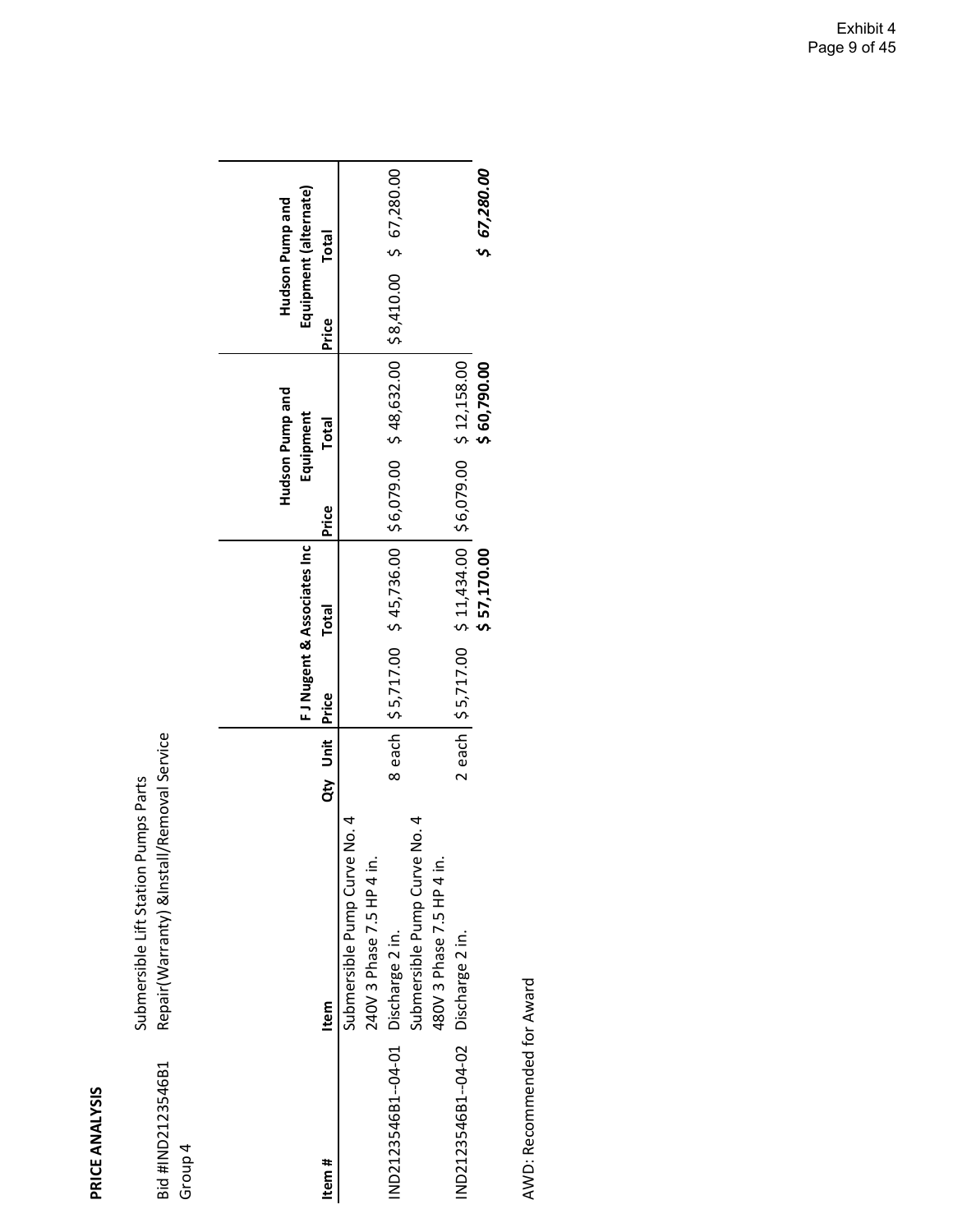**PRICE ANALYSIS**

Bid #IND2123546B1 — Submersible Lift Station Pumps Parts Repair(Warranty) &Install/Removal Service

Group 4

| Item # | Item | Qty | Unit | F J Nugent & Associates Inc | | Hudson Pump and Equipment | | Hudson Pump and Equipment (alternate) | |
|---|---|---|---|---|---|---|---|---|---|
| | | | | Price | Total | Price | Total | Price | Total |
| IND2123546B1--04-01 | Submersible Pump Curve No. 4 240V 3 Phase 7.5 HP 4 in. Discharge 2 in. | 8 | each | $5,717.00 | $ 45,736.00 | $6,079.00 | $ 48,632.00 | $8,410.00 | $ 67,280.00 |
| IND2123546B1--04-02 | Submersible Pump Curve No. 4 480V 3 Phase 7.5 HP 4 in. Discharge 2 in. | 2 | each | $5,717.00 | $ 11,434.00 | $6,079.00 | $ 12,158.00 | | |
| | | | | | **$ 57,170.00** | | **$ 60,790.00** | | ***$ 67,280.00*** |

AWD: Recommended for Award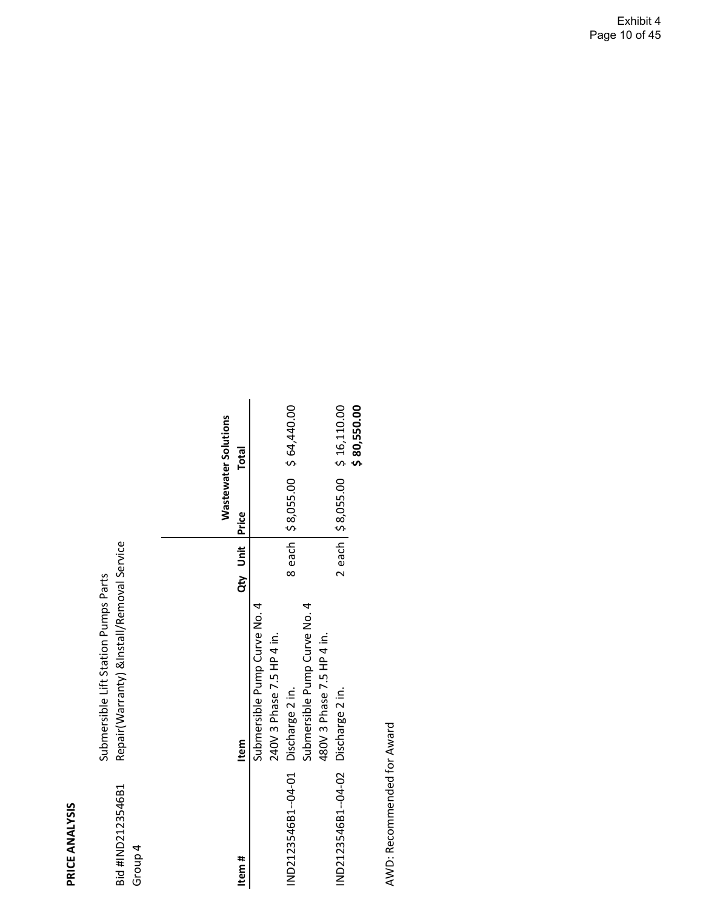**PRICE ANALYSIS**

Bid #IND2123546B1 Submersible Lift Station Pumps Parts Repair(Warranty) &Install/Removal Service

Group 4

| Item # | Item | Qty | Unit | Wastewater Solutions Price | Total |
|---|---|---|---|---|---|
| IND2123546B1--04-01 | Submersible Pump Curve No. 4 240V 3 Phase 7.5 HP 4 in. Discharge 2 in. | 8 | each | $ 8,055.00 | $ 64,440.00 |
| IND2123546B1--04-02 | Submersible Pump Curve No. 4 480V 3 Phase 7.5 HP 4 in. Discharge 2 in. | 2 | each | $ 8,055.00 | $ 16,110.00 |
| | | | | | **$ 80,550.00** |

AWD: Recommended for Award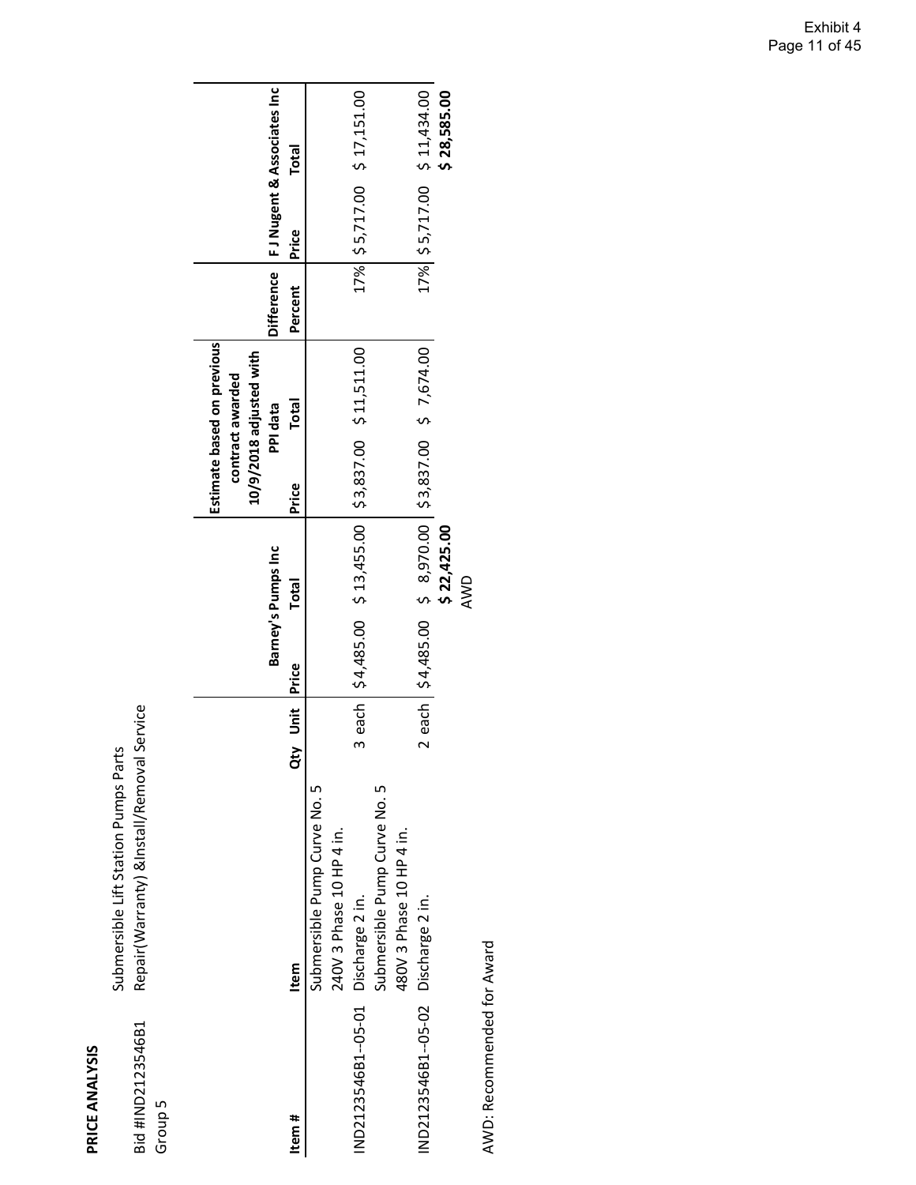**PRICE ANALYSIS**

Bid #IND2123546B1 Submersible Lift Station Pumps Parts Repair(Warranty) &Install/Removal Service

Group 5

| Item # | Item | Qty | Unit | Barney's Pumps Inc Price | Barney's Pumps Inc Total | Estimate based on previous contract awarded 10/9/2018 adjusted with PPI data Price | Estimate based on previous contract awarded 10/9/2018 adjusted with PPI data Total | Difference Percent | F J Nugent & Associates Inc Price | F J Nugent & Associates Inc Total |
|---|---|---|---|---|---|---|---|---|---|---|
| IND2123546B1--05-01 | Submersible Pump Curve No. 5 240V 3 Phase 10 HP 4 in. Discharge 2 in. | 3 | each | $4,485.00 | $ 13,455.00 | $3,837.00 | $11,511.00 | 17% | $5,717.00 | $ 17,151.00 |
| IND2123546B1--05-02 | Submersible Pump Curve No. 5 480V 3 Phase 10 HP 4 in. Discharge 2 in. | 2 | each | $4,485.00 | $ 8,970.00 | $3,837.00 | $ 7,674.00 | 17% | $5,717.00 | $ 11,434.00 |
| | | | | | **$ 22,425.00** | | | | | **$ 28,585.00** |
| | | | | | AWD | | | | | |

AWD: Recommended for Award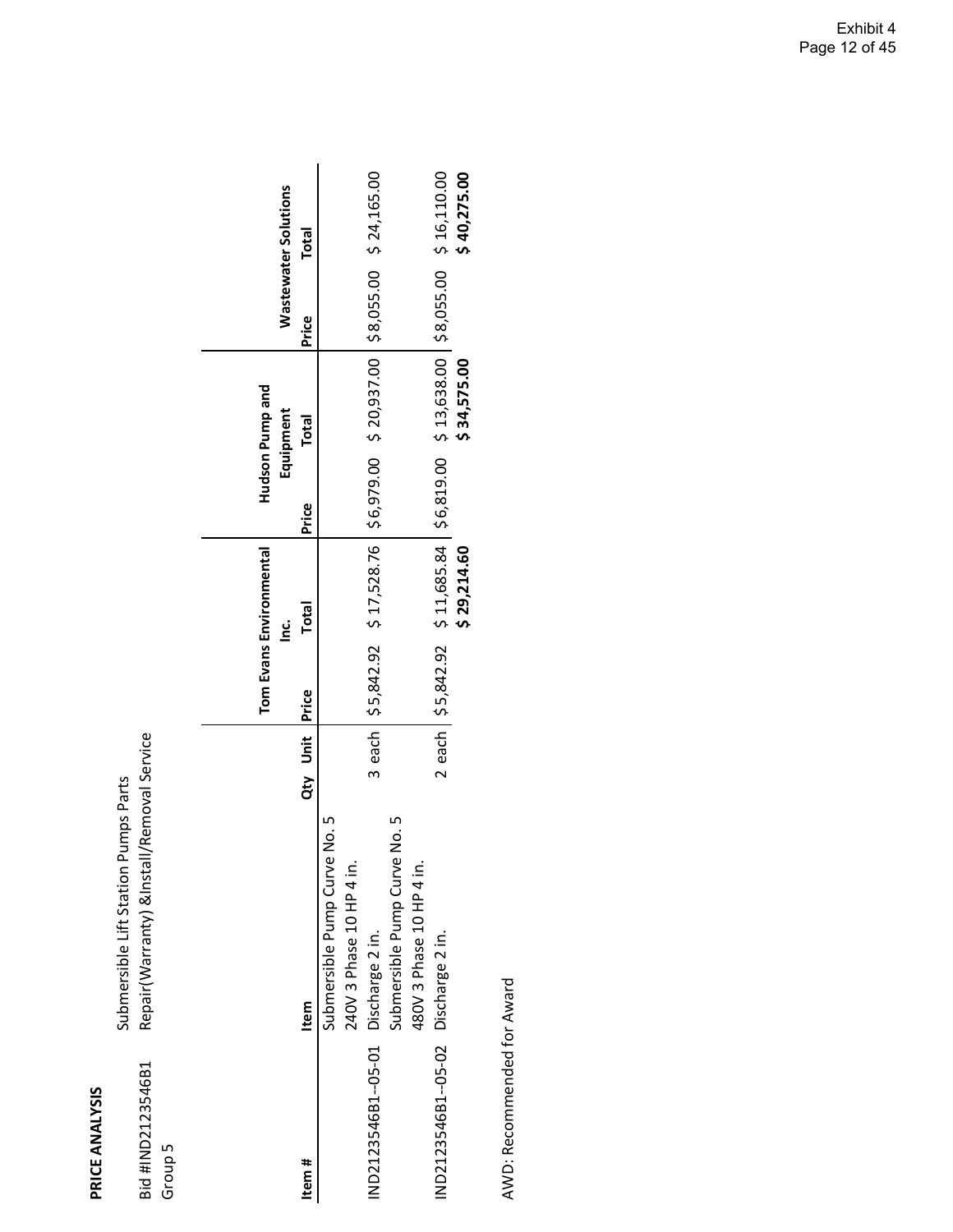**PRICE ANALYSIS**

Bid #IND2123546B1 Submersible Lift Station Pumps Parts Repair(Warranty) &Install/Removal Service

Group 5

| Item # | Item | Qty | Unit | Tom Evans Environmental Inc. | | Hudson Pump and Equipment | | Wastewater Solutions | |
|---|---|---|---|---|---|---|---|---|---|
| | | | | Price | Total | Price | Total | Price | Total |
| IND2123546B1--05-01 | Submersible Pump Curve No. 5 240V 3 Phase 10 HP 4 in. Discharge 2 in. | 3 | each | $5,842.92 | $ 17,528.76 | $6,979.00 | $ 20,937.00 | $8,055.00 | $ 24,165.00 |
| IND2123546B1--05-02 | Submersible Pump Curve No. 5 480V 3 Phase 10 HP 4 in. Discharge 2 in. | 2 | each | $5,842.92 | $ 11,685.84 | $6,819.00 | $ 13,638.00 | $8,055.00 | $ 16,110.00 |
| | | | | | **$ 29,214.60** | | **$ 34,575.00** | | **$ 40,275.00** |

AWD: Recommended for Award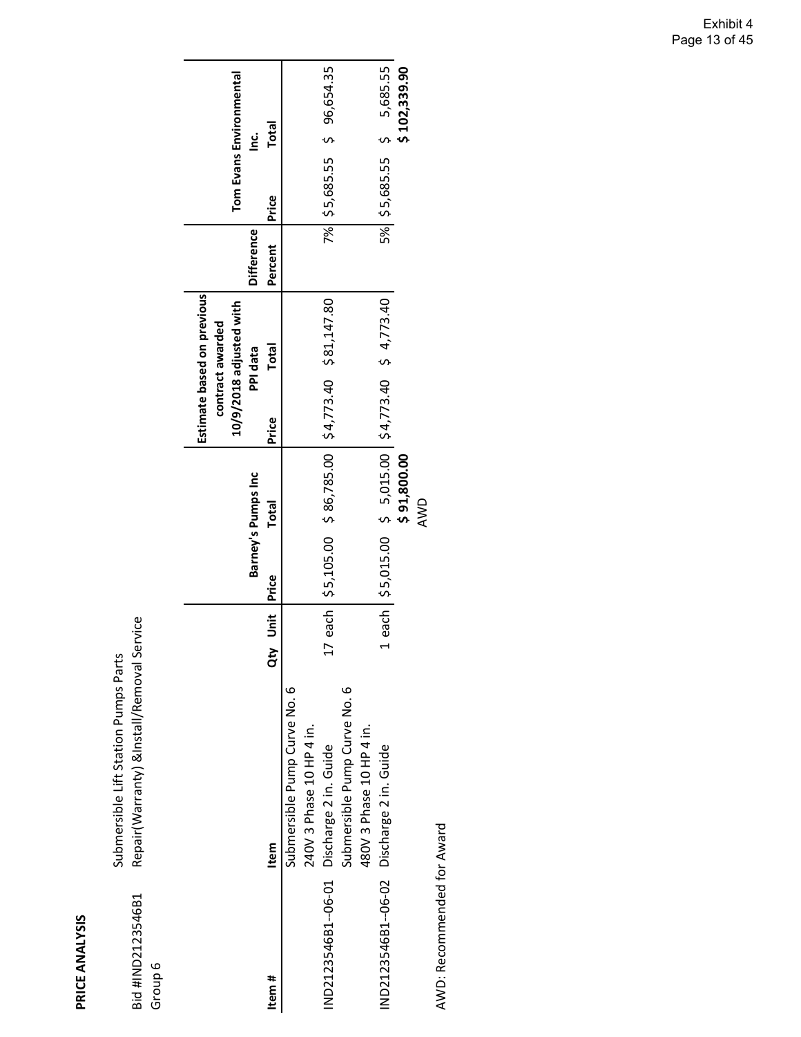**PRICE ANALYSIS**

Bid #IND2123546B1 Submersible Lift Station Pumps Parts Repair(Warranty) &Install/Removal Service

Group 6

| Item # | Item | Qty | Unit | Barney's Pumps Inc Price | Barney's Pumps Inc Total | Estimate based on previous contract awarded 10/9/2018 adjusted with PPI data Price | Estimate based on previous contract awarded 10/9/2018 adjusted with PPI data Total | Difference Percent | Tom Evans Environmental Inc. Price | Tom Evans Environmental Inc. Total |
|---|---|---|---|---|---|---|---|---|---|---|
| IND2123546B1--06-01 | Submersible Pump Curve No. 6 240V 3 Phase 10 HP 4 in. Discharge 2 in. Guide | 17 | each | $5,105.00 | $ 86,785.00 | $4,773.40 | $81,147.80 | 7% | $5,685.55 | $ 96,654.35 |
| IND2123546B1--06-02 | Submersible Pump Curve No. 6 480V 3 Phase 10 HP 4 in. Discharge 2 in. Guide | 1 | each | $5,015.00 | $ 5,015.00 | $4,773.40 | $ 4,773.40 | 5% | $5,685.55 | $ 5,685.55 |
| | | | | | **$ 91,800.00** | | | | | **$ 102,339.90** |
| | | | | | AWD | | | | | |

AWD: Recommended for Award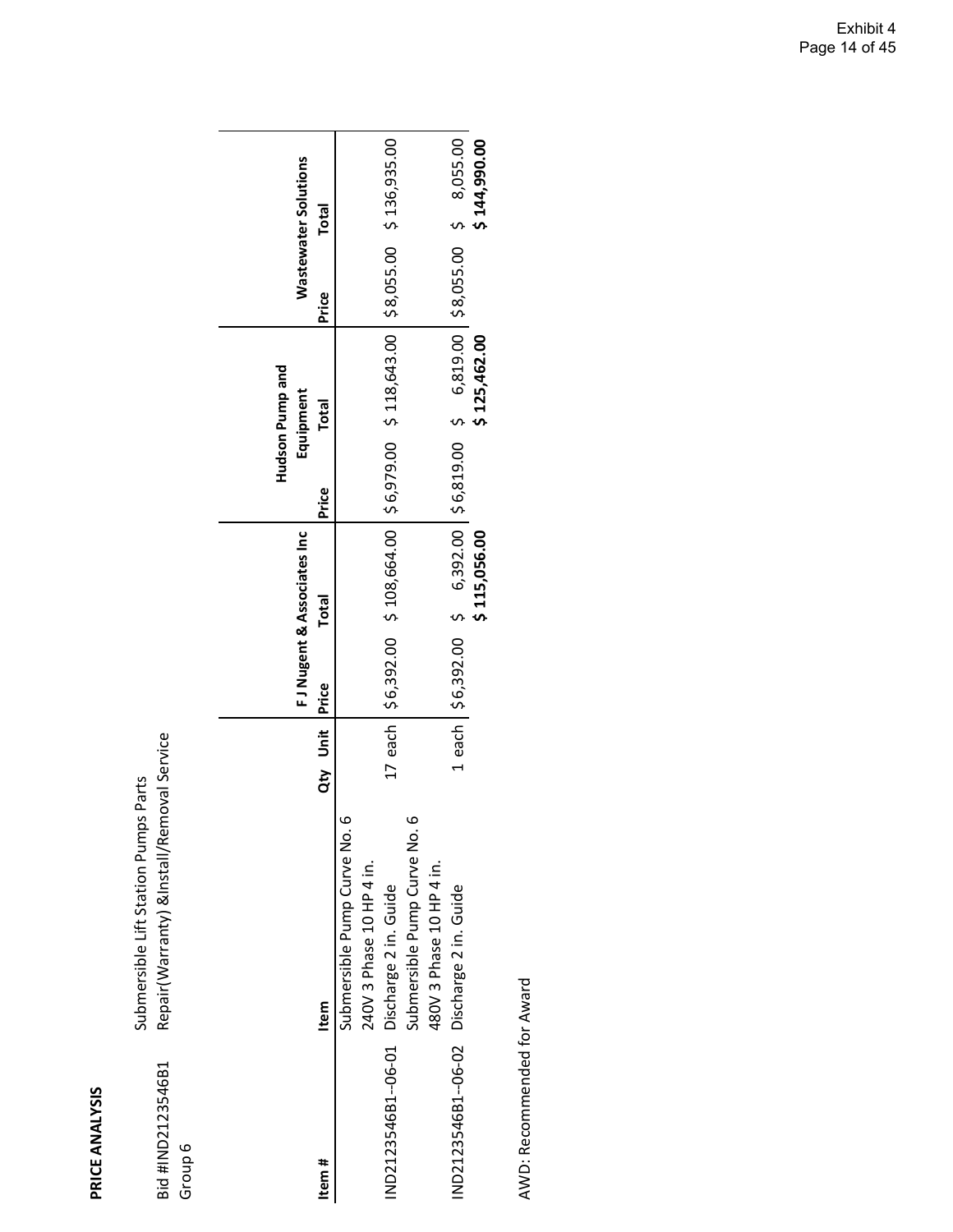**PRICE ANALYSIS**

Bid #IND2123546B1 Submersible Lift Station Pumps Parts Repair(Warranty) &Install/Removal Service

Group 6

| Item # | Item | Qty | Unit | F J Nugent & Associates Inc | | Hudson Pump and Equipment | | Wastewater Solutions | |
|---|---|---|---|---|---|---|---|---|---|
| | | | | Price | Total | Price | Total | Price | Total |
| IND2123546B1--06-01 | Submersible Pump Curve No. 6 240V 3 Phase 10 HP 4 in. Discharge 2 in. Guide | 17 | each | $6,392.00 | $ 108,664.00 | $6,979.00 | $ 118,643.00 | $8,055.00 | $ 136,935.00 |
| IND2123546B1--06-02 | Submersible Pump Curve No. 6 480V 3 Phase 10 HP 4 in. Discharge 2 in. Guide | 1 | each | $6,392.00 | $ 6,392.00 | $6,819.00 | $ 6,819.00 | $8,055.00 | $ 8,055.00 |
| | | | | | **$ 115,056.00** | | **$ 125,462.00** | | **$ 144,990.00** |

AWD: Recommended for Award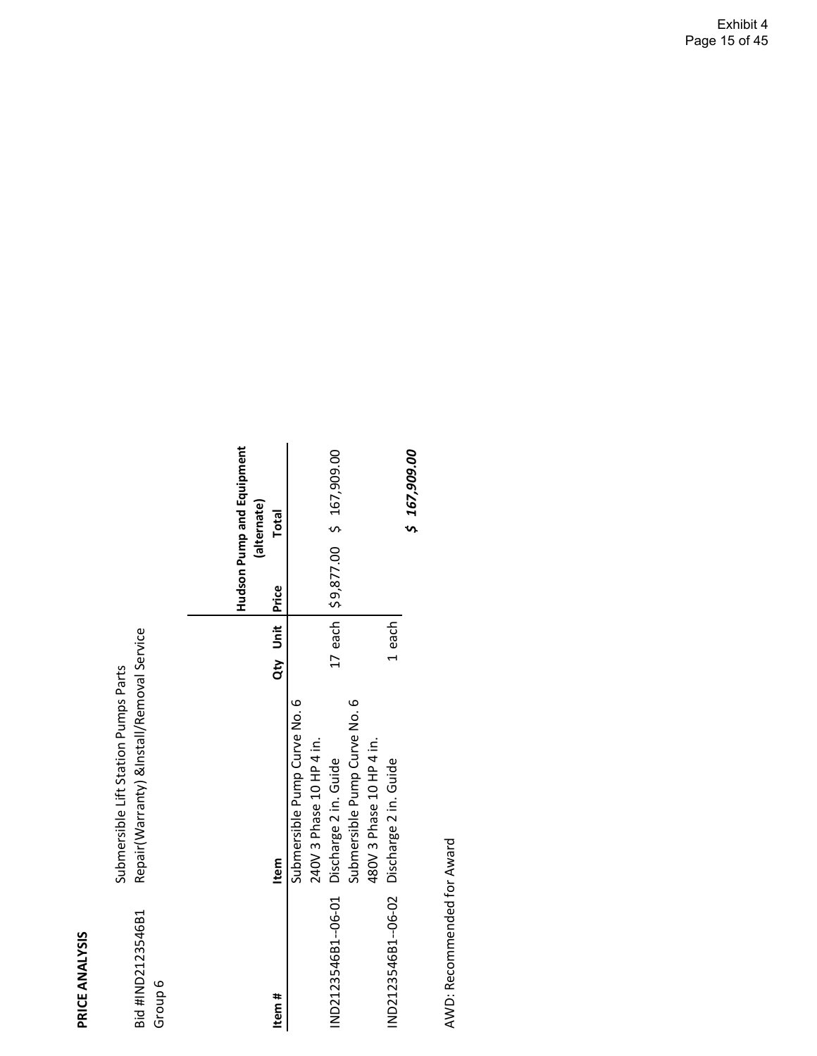**PRICE ANALYSIS**

Bid #IND2123546B1 Submersible Lift Station Pumps Parts Repair(Warranty) &Install/Removal Service

Group 6

| Item # | Item | Qty | Unit | Hudson Pump and Equipment (alternate) Price | Total |
|---|---|---|---|---|---|
| IND2123546B1--06-01 | Submersible Pump Curve No. 6 240V 3 Phase 10 HP 4 in. Discharge 2 in. Guide | 17 | each | $9,877.00 | $ 167,909.00 |
| IND2123546B1--06-02 | Submersible Pump Curve No. 6 480V 3 Phase 10 HP 4 in. Discharge 2 in. Guide | 1 | each | | |
| | | | | | ***$ 167,909.00*** |

AWD: Recommended for Award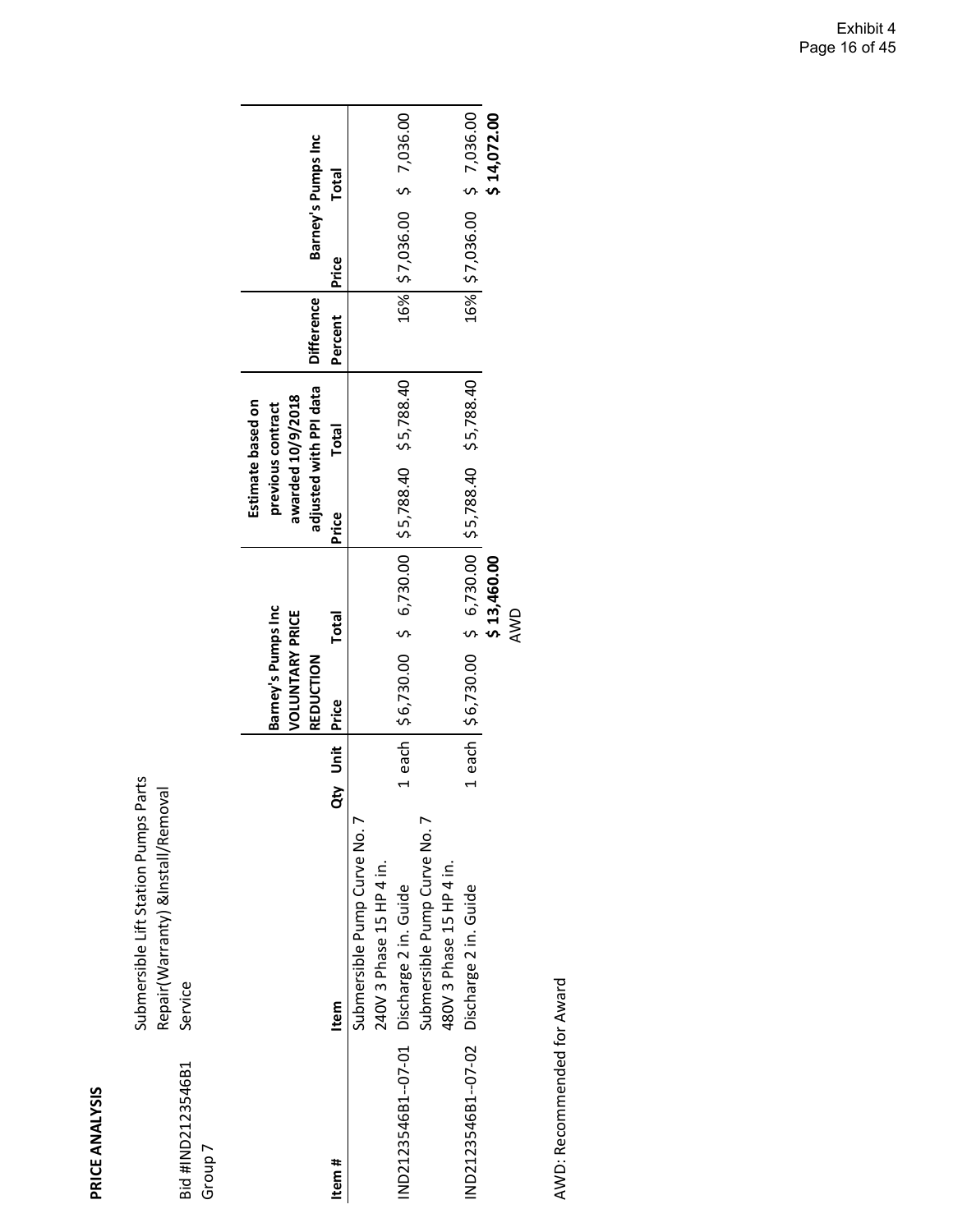**PRICE ANALYSIS**

Bid #IND2123546B1 Submersible Lift Station Pumps Parts Repair(Warranty) &Install/Removal Service

Group 7

| Item # | Item | Qty | Unit | Barney's Pumps Inc VOLUNTARY PRICE REDUCTION | | Estimate based on previous contract awarded 10/9/2018 adjusted with PPI data | | Difference | Barney's Pumps Inc | |
|---|---|---|---|---|---|---|---|---|---|---|
| | | | | Price | Total | Price | Total | Percent | Price | Total |
| IND2123546B1--07-01 | Submersible Pump Curve No. 7 240V 3 Phase 15 HP 4 in. Discharge 2 in. Guide | 1 | each | $6,730.00 | $ 6,730.00 | $5,788.40 | $5,788.40 | 16% | $7,036.00 | $ 7,036.00 |
| IND2123546B1--07-02 | Submersible Pump Curve No. 7 480V 3 Phase 15 HP 4 in. Discharge 2 in. Guide | 1 | each | $6,730.00 | $ 6,730.00 | $5,788.40 | $5,788.40 | 16% | $7,036.00 | $ 7,036.00 |
| | | | | | **$ 13,460.00** | | | | | **$ 14,072.00** |
| | | | | | AWD | | | | | |

AWD: Recommended for Award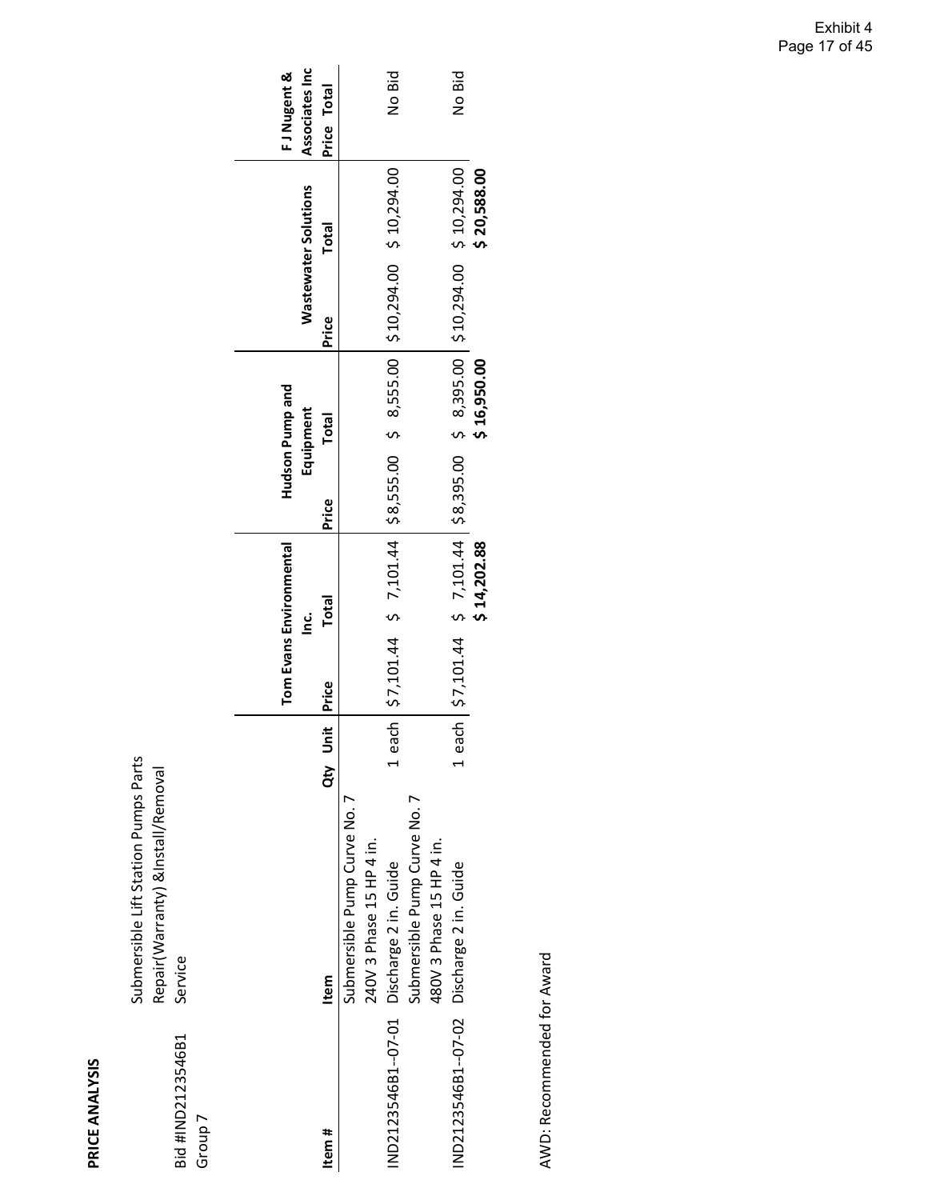**PRICE ANALYSIS**

Bid #IND2123546B1 Submersible Lift Station Pumps Parts Repair(Warranty) &Install/Removal Service

Group 7

| Item # | Item | Qty | Unit | Tom Evans Environmental Inc. Price | Tom Evans Environmental Inc. Total | Hudson Pump and Equipment Price | Hudson Pump and Equipment Total | Wastewater Solutions Price | Wastewater Solutions Total | F J Nugent & Associates Inc Price | F J Nugent & Associates Inc Total |
|---|---|---|---|---|---|---|---|---|---|---|---|
| IND2123546B1--07-01 | Submersible Pump Curve No. 7 240V 3 Phase 15 HP 4 in. Discharge 2 in. Guide | 1 | each | $7,101.44 | $ 7,101.44 | $8,555.00 | $ 8,555.00 | $10,294.00 | $ 10,294.00 | No Bid | |
| IND2123546B1--07-02 | Submersible Pump Curve No. 7 480V 3 Phase 15 HP 4 in. Discharge 2 in. Guide | 1 | each | $7,101.44 | $ 7,101.44 | $8,395.00 | $ 8,395.00 | $10,294.00 | $ 10,294.00 | No Bid | |
| | | | | | **$ 14,202.88** | | **$ 16,950.00** | | **$ 20,588.00** | | |

AWD: Recommended for Award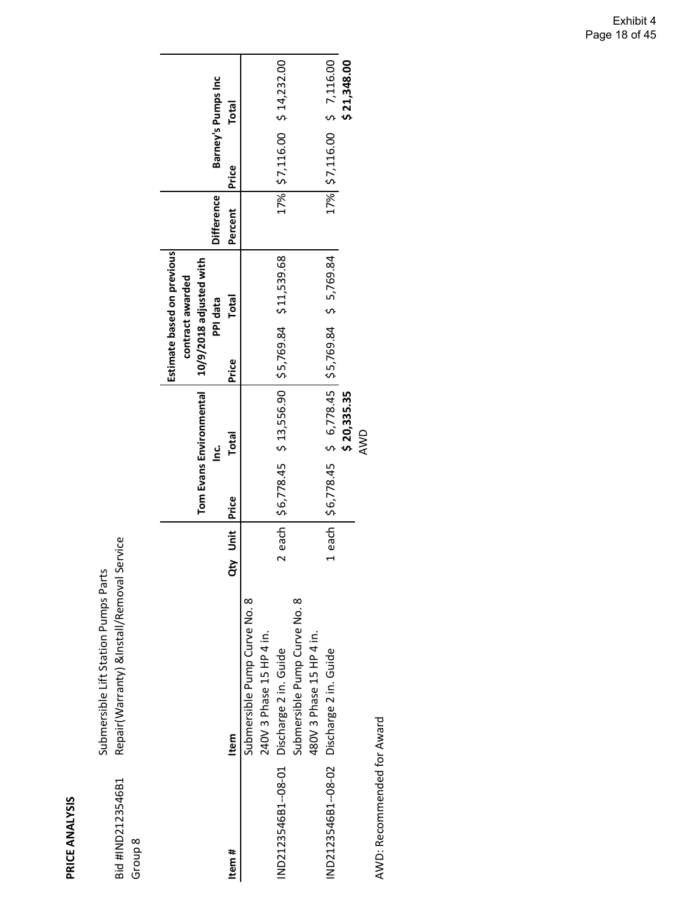**PRICE ANALYSIS**

Bid #IND2123546B1 Submersible Lift Station Pumps Parts Repair(Warranty) &Install/Removal Service

Group 8

| Item # | Item | Qty | Unit | Tom Evans Environmental Inc. Price | Tom Evans Environmental Inc. Total | Estimate based on previous contract awarded 10/9/2018 adjusted with PPI data Price | Estimate based on previous contract awarded 10/9/2018 adjusted with PPI data Total | Difference Percent | Barney's Pumps Inc Price | Barney's Pumps Inc Total |
|---|---|---|---|---|---|---|---|---|---|---|
| IND2123546B1--08-01 | Submersible Pump Curve No. 8 240V 3 Phase 15 HP 4 in. Discharge 2 in. Guide | 2 | each | $6,778.45 | $ 13,556.90 | $5,769.84 | $11,539.68 | 17% | $7,116.00 | $ 14,232.00 |
| IND2123546B1--08-02 | Submersible Pump Curve No. 8 480V 3 Phase 15 HP 4 in. Discharge 2 in. Guide | 1 | each | $6,778.45 | $ 6,778.45 | $5,769.84 | $ 5,769.84 | 17% | $7,116.00 | $ 7,116.00 |
| | | | | | **$ 20,335.35** | | | | | **$ 21,348.00** |
| | | | | | AWD | | | | | |

AWD: Recommended for Award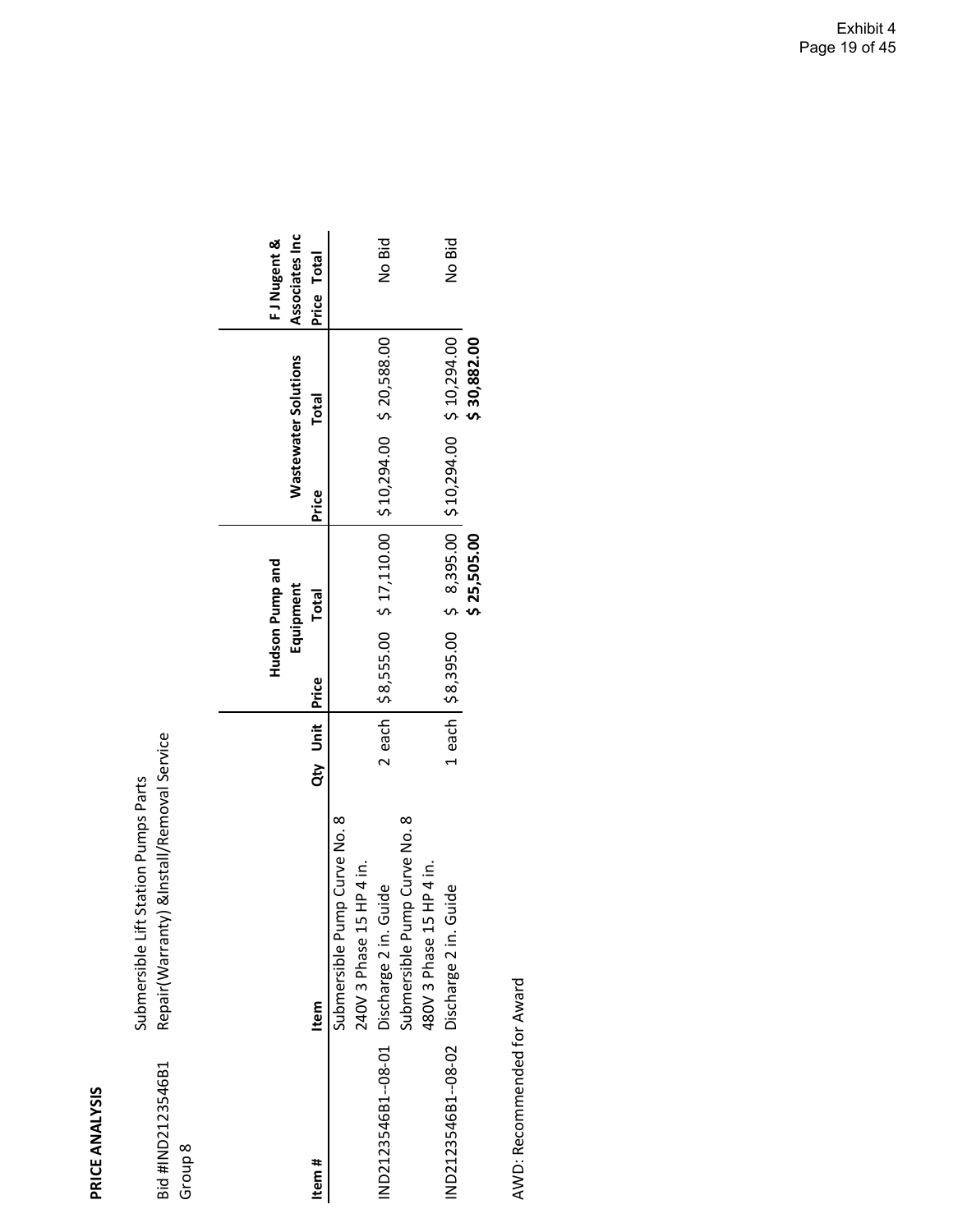**PRICE ANALYSIS**

Bid #IND2123546B1 Submersible Lift Station Pumps Parts Repair(Warranty) &Install/Removal Service

Group 8

| Item # | Item | Qty | Unit | Hudson Pump and Equipment Price | Hudson Pump and Equipment Total | Wastewater Solutions Price | Wastewater Solutions Total | F J Nugent & Associates Inc Price | F J Nugent & Associates Inc Total |
|---|---|---|---|---|---|---|---|---|---|
| IND2123546B1--08-01 | Submersible Pump Curve No. 8 240V 3 Phase 15 HP 4 in. Discharge 2 in. Guide | 2 | each | $8,555.00 | $ 17,110.00 | $10,294.00 | $ 20,588.00 | No Bid | |
| IND2123546B1--08-02 | Submersible Pump Curve No. 8 480V 3 Phase 15 HP 4 in. Discharge 2 in. Guide | 1 | each | $8,395.00 | $ 8,395.00 | $10,294.00 | $ 10,294.00 | No Bid | |
| | | | | | **$ 25,505.00** | | **$ 30,882.00** | | |

AWD: Recommended for Award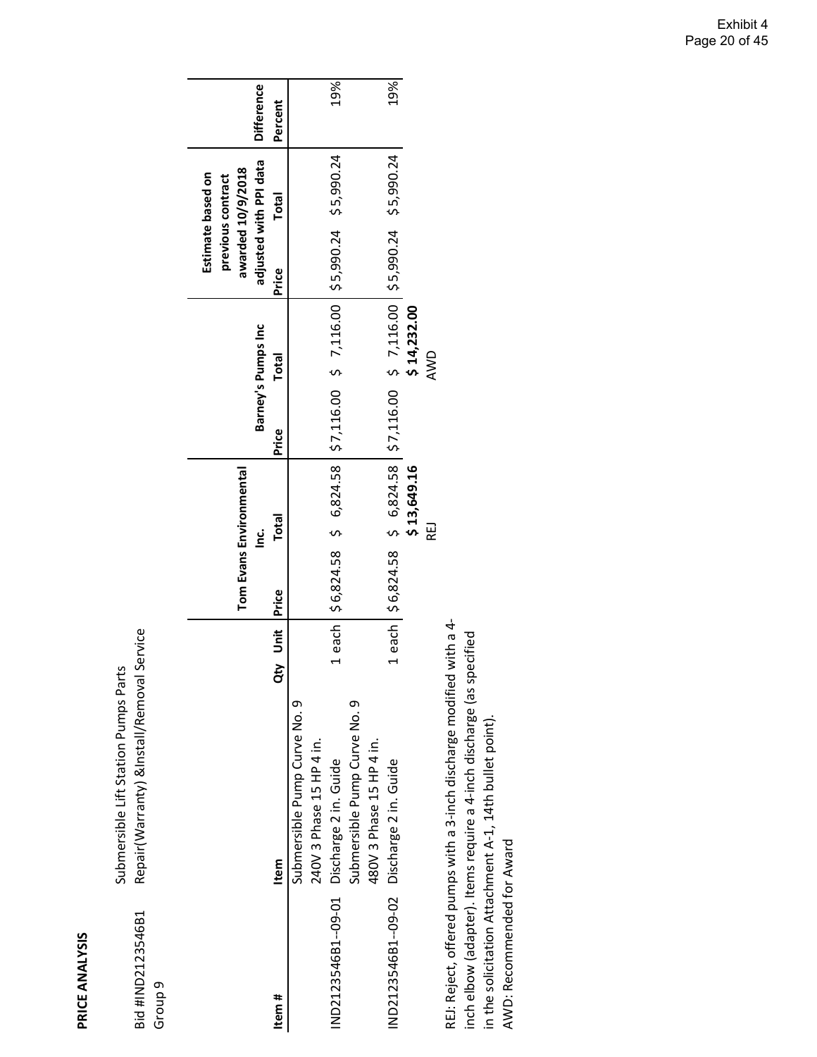**PRICE ANALYSIS**

Bid #IND2123546B1 Submersible Lift Station Pumps Parts Repair(Warranty) &Install/Removal Service
Group 9

| Item # | Item | Qty | Unit | Tom Evans Environmental Inc. Price | Tom Evans Environmental Inc. Total | Barney's Pumps Inc Price | Barney's Pumps Inc Total | Estimate based on previous contract awarded 10/9/2018 adjusted with PPI data Price | Estimate based on previous contract awarded 10/9/2018 adjusted with PPI data Total | Difference Percent |
|---|---|---|---|---|---|---|---|---|---|---|
| IND2123546B1--09-01 | Submersible Pump Curve No. 9 240V 3 Phase 15 HP 4 in. Discharge 2 in. Guide | 1 | each | $6,824.58 | $ 6,824.58 | $7,116.00 | $ 7,116.00 | $5,990.24 | $5,990.24 | 19% |
| IND2123546B1--09-02 | Submersible Pump Curve No. 9 480V 3 Phase 15 HP 4 in. Discharge 2 in. Guide | 1 | each | $6,824.58 | $ 6,824.58 | $7,116.00 | $ 7,116.00 | $5,990.24 | $5,990.24 | 19% |
| | | | | | **$ 13,649.16** | | **$ 14,232.00** | | | |
| | | | | | REJ | | AWD | | | |

REJ: Reject, offered pumps with a 3-inch discharge modified with a 4-inch elbow (adapter). Items require a 4-inch discharge (as specified in the solicitation Attachment A-1, 14th bullet point).
AWD: Recommended for Award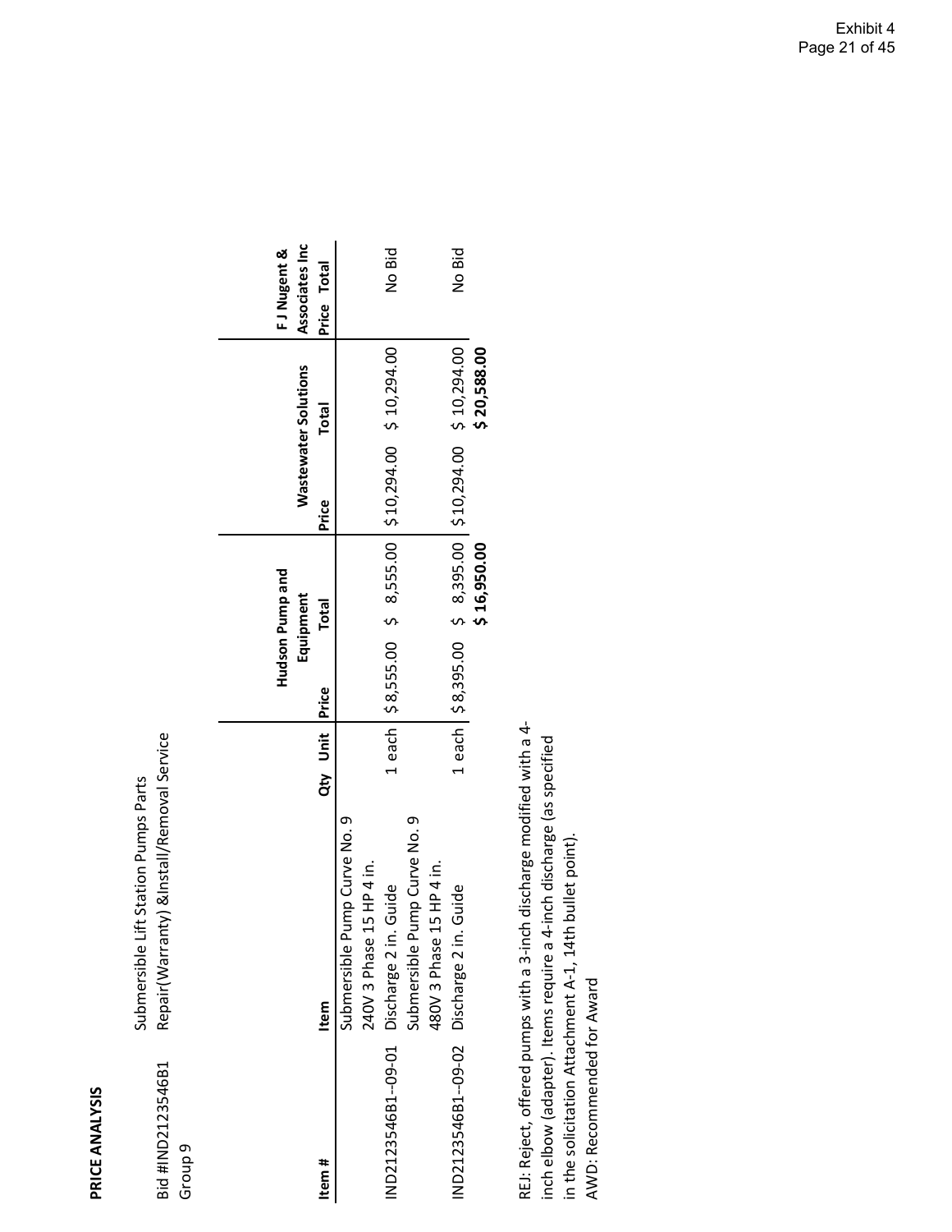**PRICE ANALYSIS**

Bid #IND2123546B1 Submersible Lift Station Pumps Parts Repair(Warranty) &Install/Removal Service

Group 9

| Item # | Item | Qty | Unit | Hudson Pump and Equipment Price | Hudson Pump and Equipment Total | Wastewater Solutions Price | Wastewater Solutions Total | F J Nugent & Associates Inc Price | F J Nugent & Associates Inc Total |
|---|---|---|---|---|---|---|---|---|---|
| IND2123546B1--09-01 | Submersible Pump Curve No. 9 240V 3 Phase 15 HP 4 in. Discharge 2 in. Guide | 1 | each | $ 8,555.00 | $ 8,555.00 | $10,294.00 | $ 10,294.00 | No Bid | |
| IND2123546B1--09-02 | Submersible Pump Curve No. 9 480V 3 Phase 15 HP 4 in. Discharge 2 in. Guide | 1 | each | $ 8,395.00 | $ 8,395.00 | $10,294.00 | $ 10,294.00 | No Bid | |
| | | | | | **$ 16,950.00** | | **$ 20,588.00** | | |

REJ: Reject, offered pumps with a 3-inch discharge modified with a 4-inch elbow (adapter). Items require a 4-inch discharge (as specified in the solicitation Attachment A-1, 14th bullet point).

AWD: Recommended for Award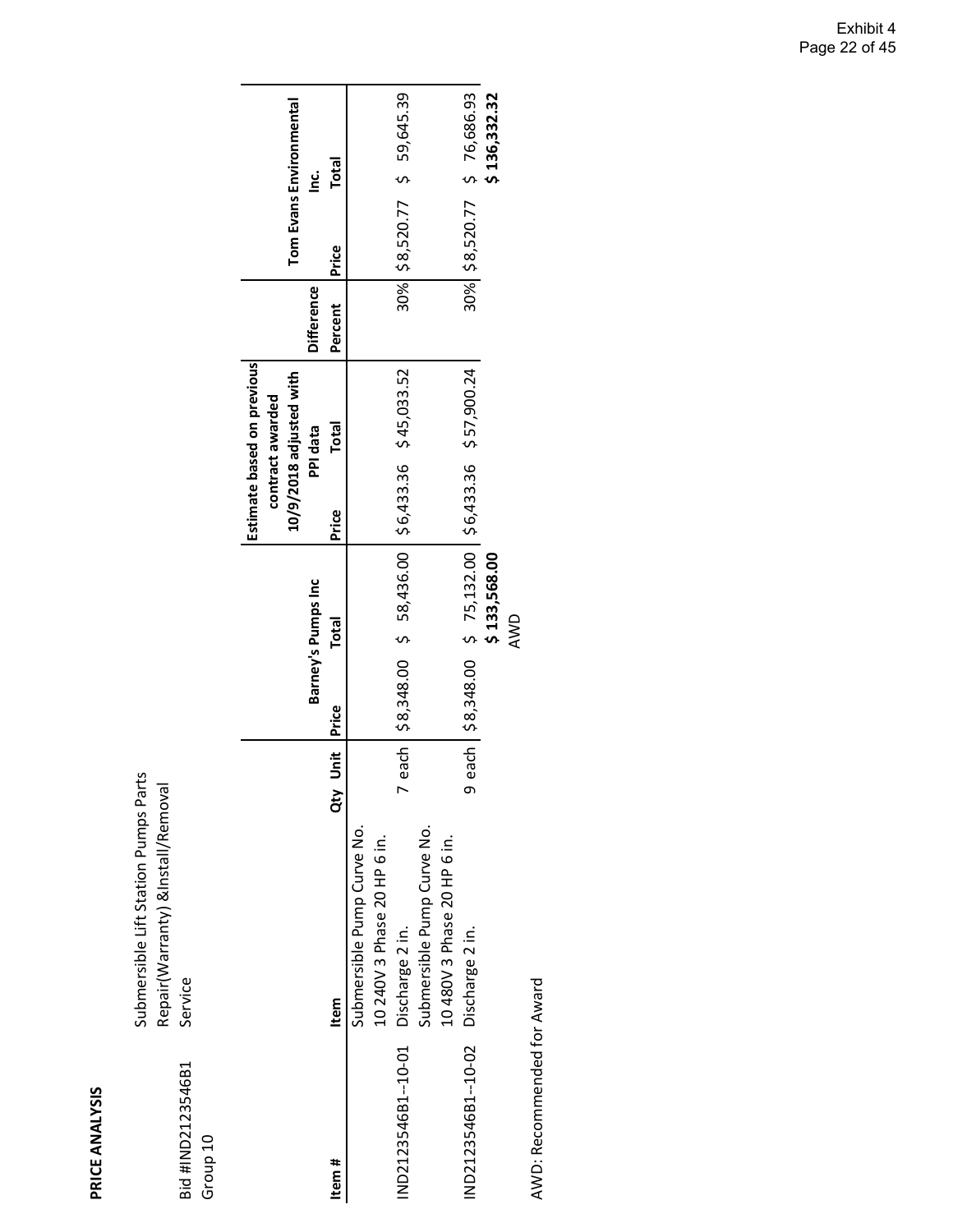**PRICE ANALYSIS**

Bid #IND2123546B1 Submersible Lift Station Pumps Parts Repair(Warranty) &Install/Removal Service

Group 10

| Item # | Item | Qty | Unit | Barney's Pumps Inc Price | Barney's Pumps Inc Total | Estimate based on previous contract awarded 10/9/2018 adjusted with PPI data Price | Estimate based on previous contract awarded 10/9/2018 adjusted with PPI data Total | Difference Percent | Tom Evans Environmental Inc. Price | Tom Evans Environmental Inc. Total |
|---|---|---|---|---|---|---|---|---|---|---|
| IND2123546B1--10-01 | Submersible Pump Curve No. 10 240V 3 Phase 20 HP 6 in. Discharge 2 in. | 7 | each | $8,348.00 | $ 58,436.00 | $6,433.36 | $45,033.52 | 30% | $8,520.77 | $ 59,645.39 |
| IND2123546B1--10-02 | Submersible Pump Curve No. 10 480V 3 Phase 20 HP 6 in. Discharge 2 in. | 9 | each | $8,348.00 | $ 75,132.00 | $6,433.36 | $57,900.24 | 30% | $8,520.77 | $ 76,686.93 |
| | | | | | **$ 133,568.00** | | | | | **$ 136,332.32** |
| | | | | | AWD | | | | | |

AWD: Recommended for Award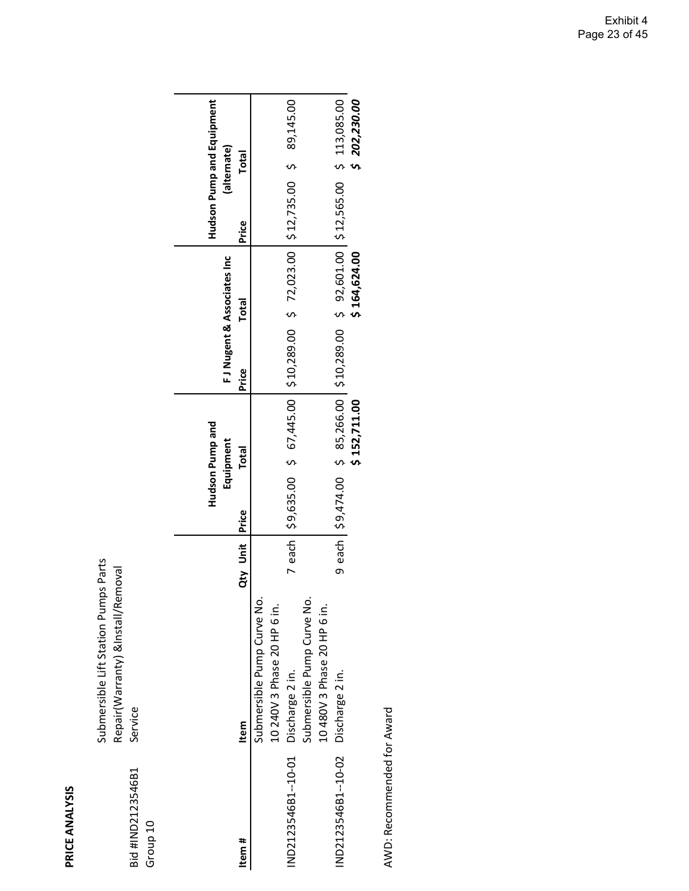**PRICE ANALYSIS**

Bid #IND2123546B1 Group 10

Submersible Lift Station Pumps Parts Repair(Warranty) &Install/Removal Service

| Item # | Item | Qty | Unit | Hudson Pump and Equipment | | F J Nugent & Associates Inc | | Hudson Pump and Equipment (alternate) | |
|---|---|---|---|---|---|---|---|---|---|
| | | | | Price | Total | Price | Total | Price | Total |
| IND2123546B1--10-01 | Submersible Pump Curve No. 10 240V 3 Phase 20 HP 6 in. Discharge 2 in. | 7 | each | $9,635.00 | $ 67,445.00 | $10,289.00 | $ 72,023.00 | $12,735.00 | $ 89,145.00 |
| IND2123546B1--10-02 | Submersible Pump Curve No. 10 480V 3 Phase 20 HP 6 in. Discharge 2 in. | 9 | each | $9,474.00 | $ 85,266.00 | $10,289.00 | $ 92,601.00 | $12,565.00 | $ 113,085.00 |
| | | | | | **$ 152,711.00** | | **$ 164,624.00** | | ***$ 202,230.00*** |

AWD: Recommended for Award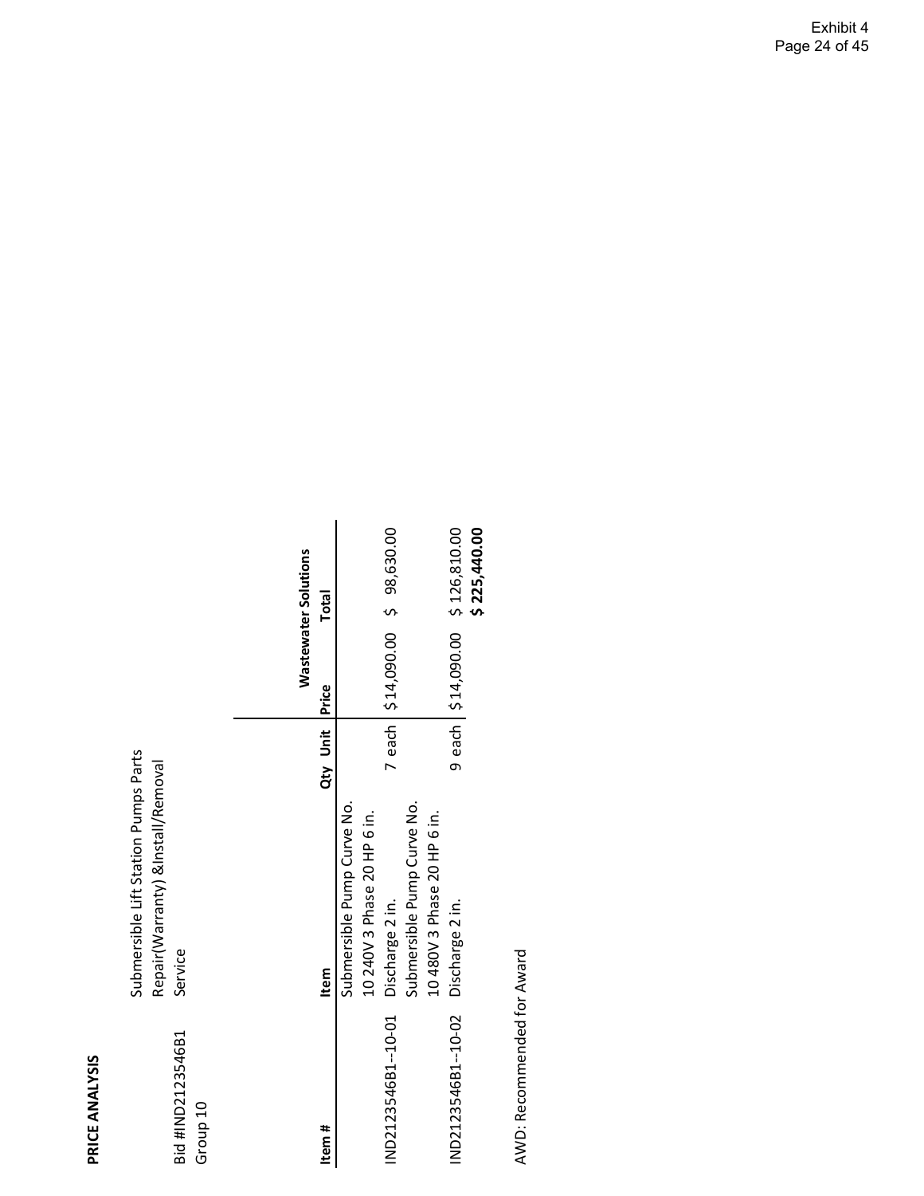**PRICE ANALYSIS**

Bid #IND2123546B1 — Submersible Lift Station Pumps Parts Repair(Warranty) &Install/Removal Service

Group 10

| Item # | Item | Qty | Unit | Wastewater Solutions Price | Wastewater Solutions Total |
|---|---|---|---|---|---|
| IND2123546B1--10-01 | Submersible Pump Curve No. 10 240V 3 Phase 20 HP 6 in. Discharge 2 in. | 7 | each | $14,090.00 | $ 98,630.00 |
| IND2123546B1--10-02 | Submersible Pump Curve No. 10 480V 3 Phase 20 HP 6 in. Discharge 2 in. | 9 | each | $14,090.00 | $ 126,810.00 |
| | | | | | **$ 225,440.00** |

AWD: Recommended for Award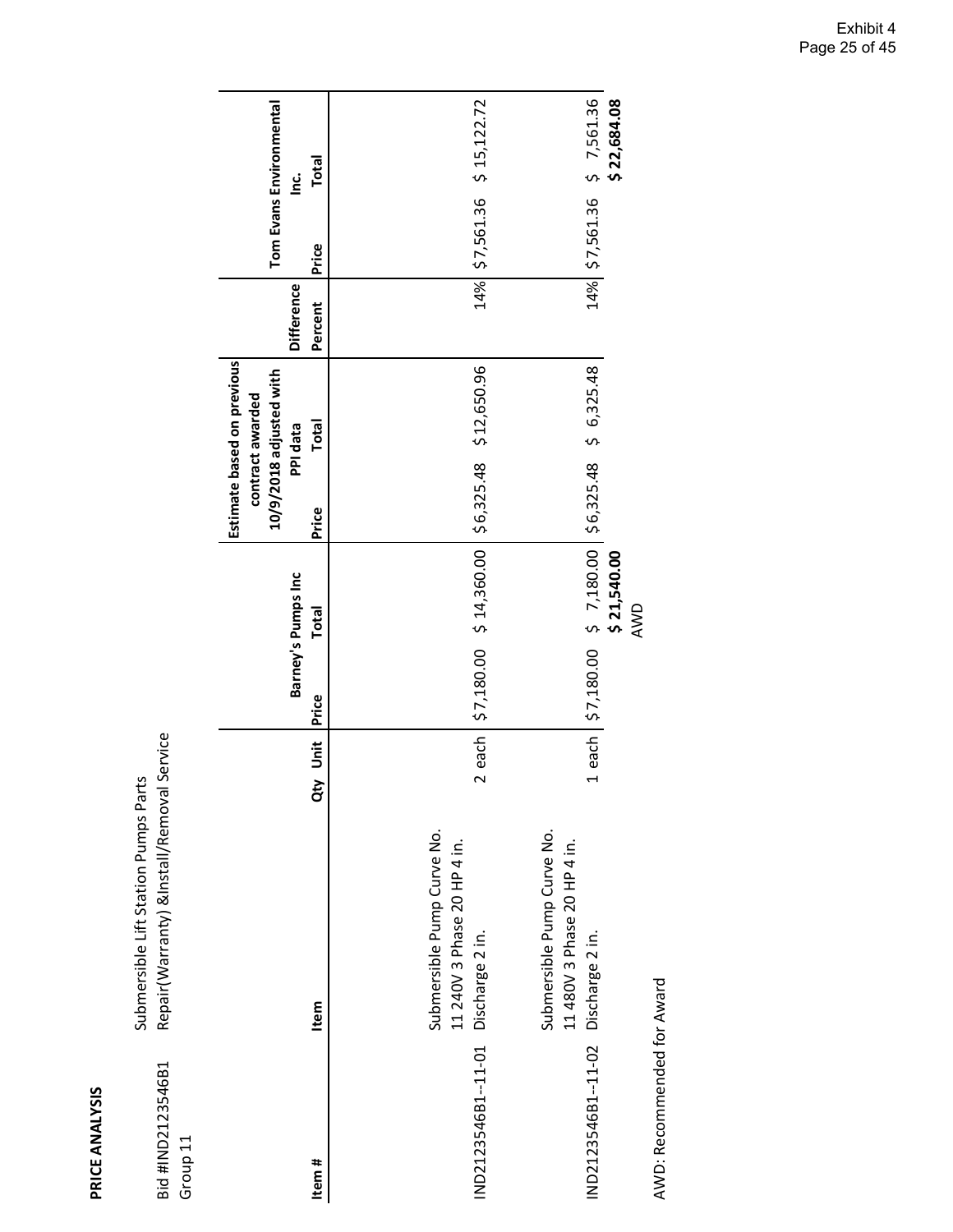**PRICE ANALYSIS**

Bid #IND2123546B1 Submersible Lift Station Pumps Parts Repair(Warranty) &Install/Removal Service

Group 11

| Item # | Item | Qty | Unit | Barney's Pumps Inc Price | Barney's Pumps Inc Total | Estimate based on previous contract awarded 10/9/2018 adjusted with PPI data Price | Estimate based on previous contract awarded 10/9/2018 adjusted with PPI data Total | Difference Percent | Tom Evans Environmental Inc. Price | Tom Evans Environmental Inc. Total |
|---|---|---|---|---|---|---|---|---|---|---|
| IND2123546B1--11-01 | Submersible Pump Curve No. 11 240V 3 Phase 20 HP 4 in. Discharge 2 in. | 2 | each | $7,180.00 | $ 14,360.00 | $6,325.48 | $12,650.96 | 14% | $7,561.36 | $ 15,122.72 |
| IND2123546B1--11-02 | Submersible Pump Curve No. 11 480V 3 Phase 20 HP 4 in. Discharge 2 in. | 1 | each | $7,180.00 | $ 7,180.00 | $6,325.48 | $ 6,325.48 | 14% | $7,561.36 | $ 7,561.36 |
| | | | | | **$ 21,540.00** | | | | | **$ 22,684.08** |
| | | | | | AWD | | | | | |

AWD: Recommended for Award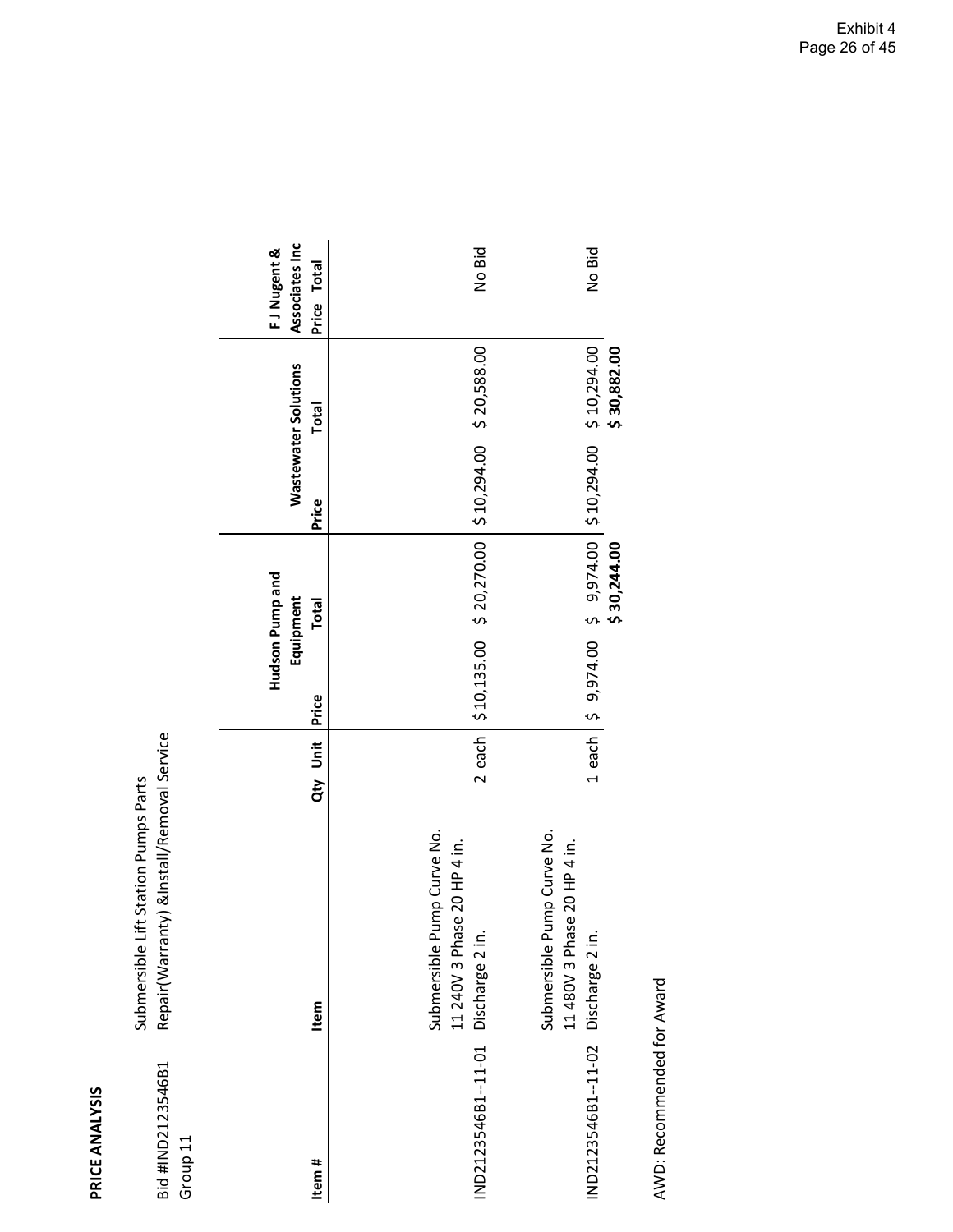**PRICE ANALYSIS**

Bid #IND2123546B1 Submersible Lift Station Pumps Parts Repair(Warranty) &Install/Removal Service

Group 11

| Item # | Item | Qty | Unit | Hudson Pump and Equipment Price | Hudson Pump and Equipment Total | Wastewater Solutions Price | Wastewater Solutions Total | F J Nugent & Associates Inc Price | F J Nugent & Associates Inc Total |
|---|---|---|---|---|---|---|---|---|---|
| IND2123546B1--11-01 | Submersible Pump Curve No. 11 240V 3 Phase 20 HP 4 in. Discharge 2 in. | 2 | each | $ 10,135.00 | $ 20,270.00 | $ 10,294.00 | $ 20,588.00 | No Bid | |
| IND2123546B1--11-02 | Submersible Pump Curve No. 11 480V 3 Phase 20 HP 4 in. Discharge 2 in. | 1 | each | $ 9,974.00 | $ 9,974.00 | $ 10,294.00 | $ 10,294.00 | No Bid | |
| | | | | | **$ 30,244.00** | | **$ 30,882.00** | | |

AWD: Recommended for Award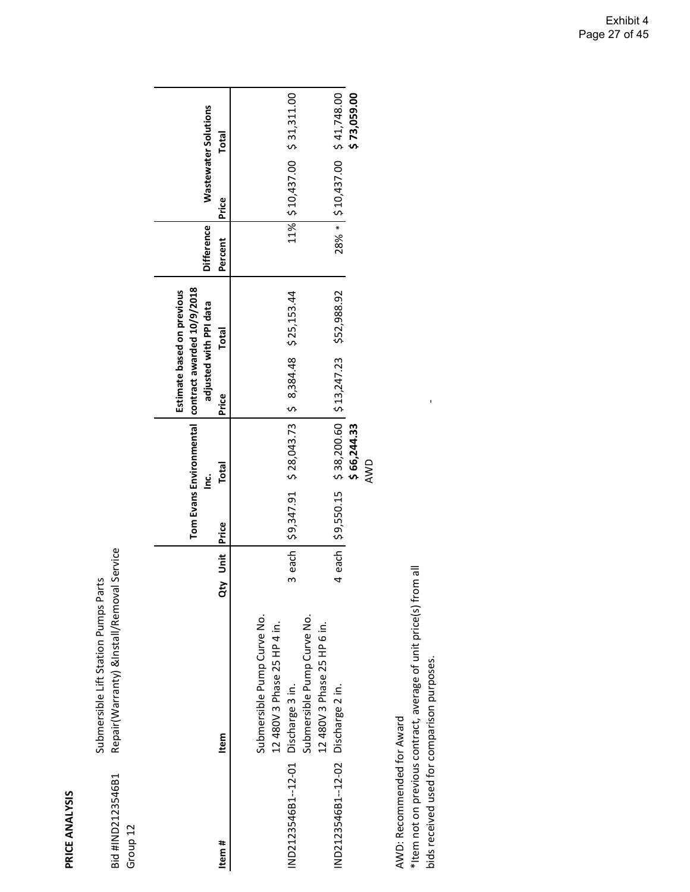**PRICE ANALYSIS**

Bid #IND2123546B1 Submersible Lift Station Pumps Parts
Repair(Warranty) &Install/Removal Service
Group 12

| Item # | Item | Qty | Unit | Tom Evans Environmental Inc. | | Estimate based on previous contract awarded 10/9/2018 adjusted with PPI data | | Difference | Wastewater Solutions | |
|---|---|---|---|---|---|---|---|---|---|---|
| | | | | Price | Total | Price | Total | Percent | Price | Total |
| IND2123546B1--12-01 | Submersible Pump Curve No. 12 480V 3 Phase 25 HP 4 in. Discharge 3 in. | 3 | each | $9,347.91 | $ 28,043.73 | $ 8,384.48 | $25,153.44 | 11% | $ 10,437.00 | $ 31,311.00 |
| IND2123546B1--12-02 | Submersible Pump Curve No. 12 480V 3 Phase 25 HP 6 in. Discharge 2 in. | 4 | each | $9,550.15 | $ 38,200.60 | $ 13,247.23 | $52,988.92 | 28% * | $ 10,437.00 | $ 41,748.00 |
| | | | | | **$ 66,244.33** | | | | | **$ 73,059.00** |
| | | | | | AWD | | | | | |

AWD: Recommended for Award
*Item not on previous contract, average of unit price(s) from all bids received used for comparison purposes.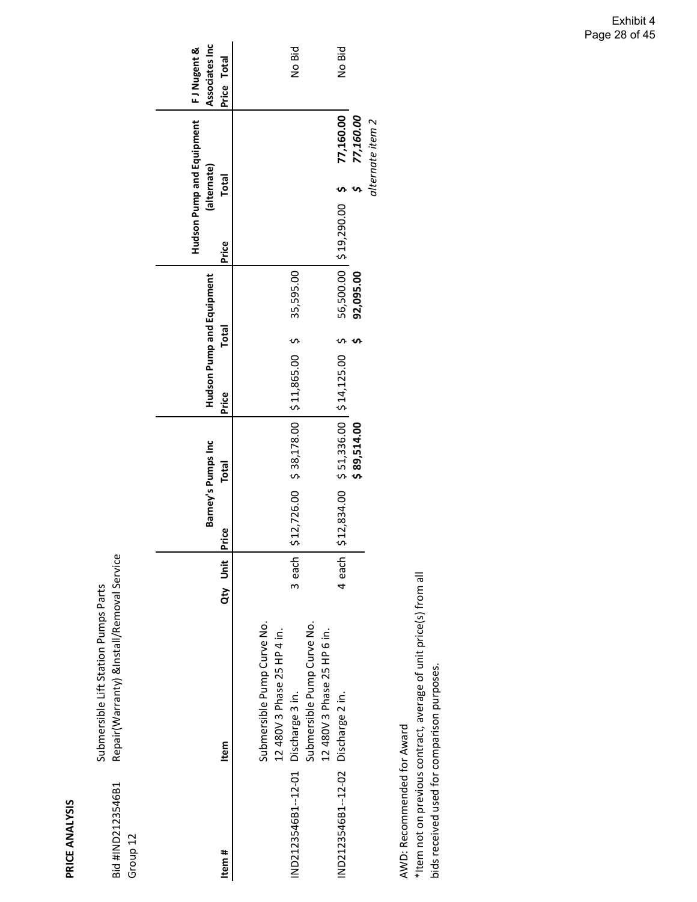**PRICE ANALYSIS**

Bid #IND2123546B1 Submersible Lift Station Pumps Parts Repair(Warranty) &Install/Removal Service

Group 12

| Item # | Item | Qty | Unit | Barney's Pumps Inc Price | Barney's Pumps Inc Total | Hudson Pump and Equipment Price | Hudson Pump and Equipment Total | Hudson Pump and Equipment (alternate) Price | Hudson Pump and Equipment (alternate) Total | F J Nugent & Associates Inc Price | F J Nugent & Associates Inc Total |
|---|---|---|---|---|---|---|---|---|---|---|---|
| IND2123546B1--12-01 | Submersible Pump Curve No. 12 480V 3 Phase 25 HP 4 in. Discharge 3 in. | 3 | each | $ 12,726.00 | $ 38,178.00 | $ 11,865.00 | $ 35,595.00 | | | No Bid | |
| IND2123546B1--12-02 | Submersible Pump Curve No. 12 480V 3 Phase 25 HP 6 in. Discharge 2 in. | 4 | each | $ 12,834.00 | $ 51,336.00 | $ 14,125.00 | $ 56,500.00 | $ 19,290.00 | $ 77,160.00 | No Bid | |
| | | | | | **$ 89,514.00** | | **$ 92,095.00** | | ***$ 77,160.00*** | | |
| | | | | | | | | | *alternate item 2* | | |

AWD: Recommended for Award

*Item not on previous contract, average of unit price(s) from all bids received used for comparison purposes.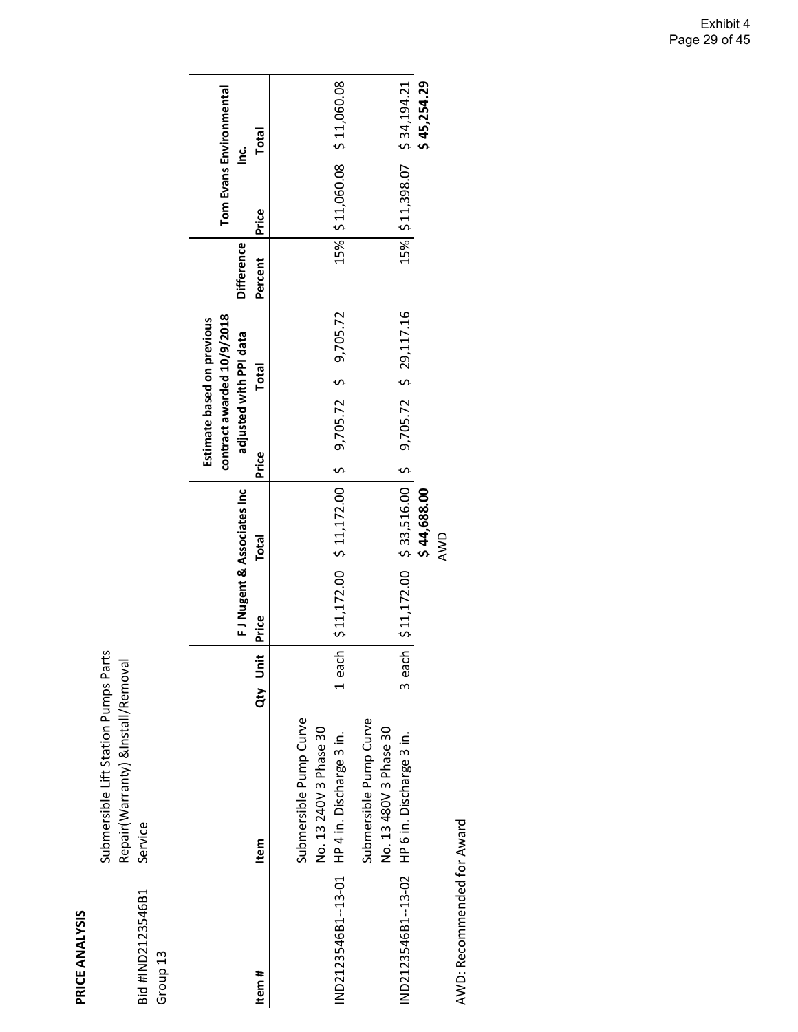Exhibit 4

**PRICE ANALYSIS**

Submersible Lift Station Pumps Parts Repair(Warranty) &Install/Removal Service

Bid #IND2123546B1
Group 13

| Item # | Item | Qty | Unit | F J Nugent & Associates Inc Price | F J Nugent & Associates Inc Total | Estimate based on previous contract awarded 10/9/2018 adjusted with PPI data Price | Estimate based on previous contract awarded 10/9/2018 adjusted with PPI data Total | Difference Percent | Tom Evans Environmental Inc. Price | Tom Evans Environmental Inc. Total |
|---|---|---|---|---|---|---|---|---|---|---|
| IND2123546B1--13-01 | Submersible Pump Curve No. 13 240V 3 Phase 30 HP 4 in. Discharge 3 in. | 1 | each | $11,172.00 | $ 11,172.00 | $ 9,705.72 | $ 9,705.72 | 15% | $11,060.08 | $ 11,060.08 |
| IND2123546B1--13-02 | Submersible Pump Curve No. 13 480V 3 Phase 30 HP 6 in. Discharge 3 in. | 3 | each | $11,172.00 | $ 33,516.00 | $ 9,705.72 | $ 29,117.16 | 15% | $11,398.07 | $ 34,194.21 |
| | | | | | **$ 44,688.00** | | | | | **$ 45,254.29** |
| | | | | | AWD | | | | | |

AWD: Recommended for Award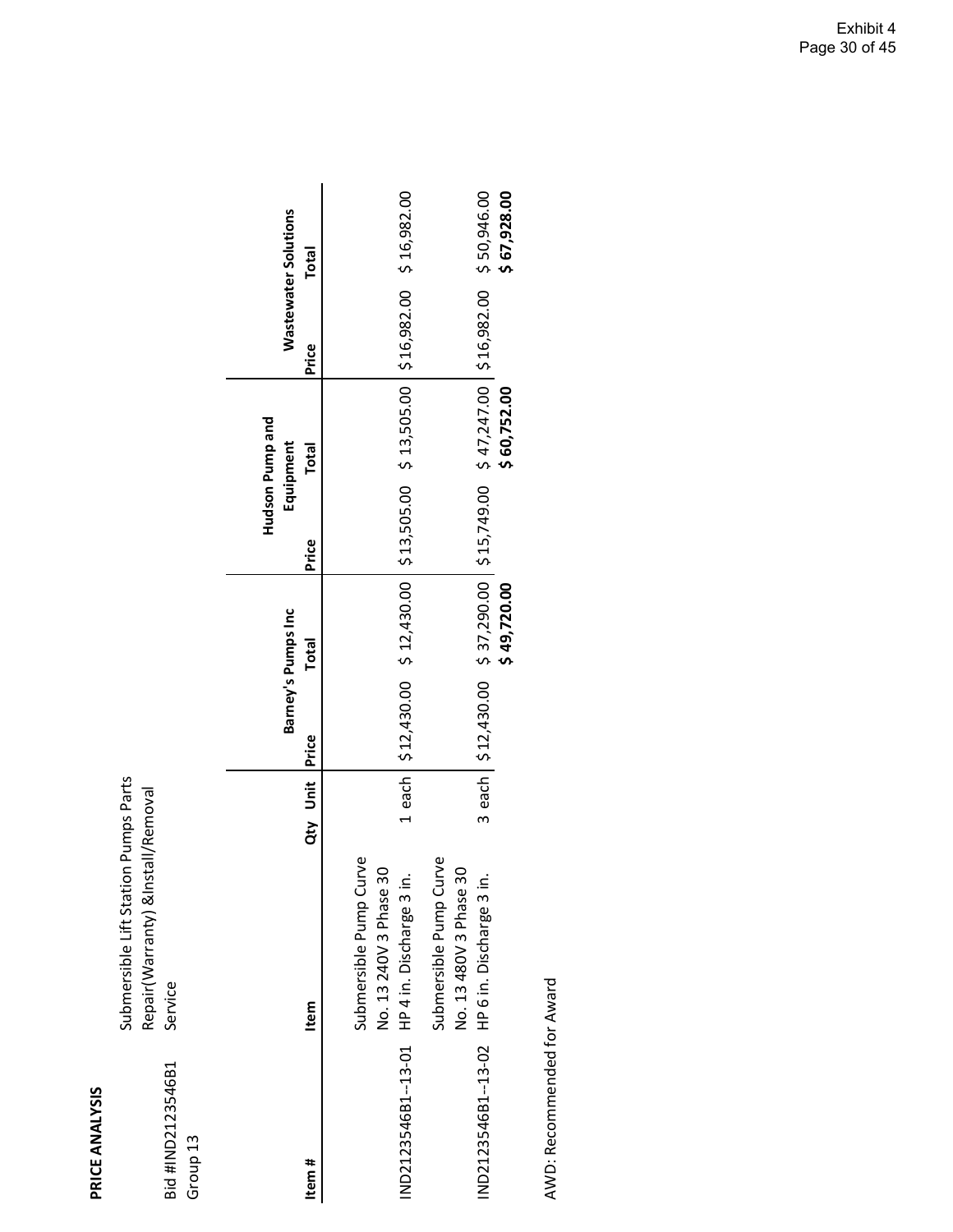**PRICE ANALYSIS**

Bid #IND2123546B1 — Submersible Lift Station Pumps Parts Repair(Warranty) &Install/Removal Service

Group 13

| Item # | Item | Qty | Unit | Barney's Pumps Inc Price | Barney's Pumps Inc Total | Hudson Pump and Equipment Price | Hudson Pump and Equipment Total | Wastewater Solutions Price | Wastewater Solutions Total |
|---|---|---|---|---|---|---|---|---|---|
| IND2123546B1--13-01 | Submersible Pump Curve No. 13 240V 3 Phase 30 HP 4 in. Discharge 3 in. | 1 | each | $12,430.00 | $ 12,430.00 | $13,505.00 | $ 13,505.00 | $16,982.00 | $ 16,982.00 |
| IND2123546B1--13-02 | Submersible Pump Curve No. 13 480V 3 Phase 30 HP 6 in. Discharge 3 in. | 3 | each | $12,430.00 | $ 37,290.00 | $15,749.00 | $ 47,247.00 | $16,982.00 | $ 50,946.00 |
| | | | | | **$ 49,720.00** | | **$ 60,752.00** | | **$ 67,928.00** |

AWD: Recommended for Award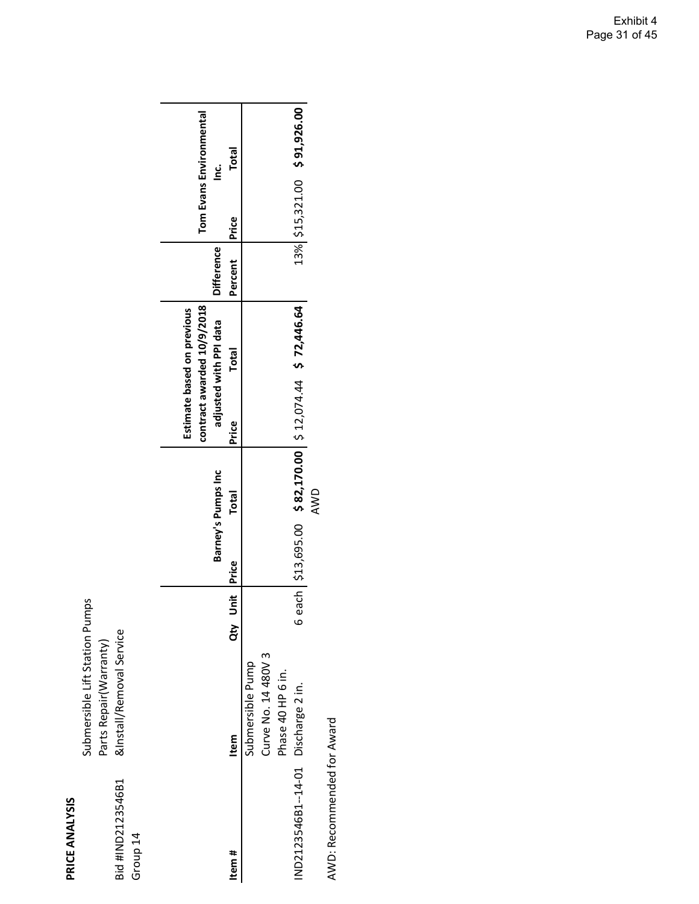**PRICE ANALYSIS**

Submersible Lift Station Pumps
Parts Repair(Warranty)
Bid #IND2123546B1 &Install/Removal Service
Group 14

| Item # | Item | Qty | Unit | Barney's Pumps Inc | | Estimate based on previous contract awarded 10/9/2018 adjusted with PPI data | | Difference | Tom Evans Environmental Inc. | |
|---|---|---|---|---|---|---|---|---|---|---|
| | | | | Price | Total | Price | Total | Percent | Price | Total |
| IND2123546B1--14-01 | Submersible Pump Curve No. 14 480V 3 Phase 40 HP 6 in. Discharge 2 in. | 6 | each | $13,695.00 | **$ 82,170.00** AWD | $ 12,074.44 | **$ 72,446.64** | 13% | $15,321.00 | **$ 91,926.00** |

AWD: Recommended for Award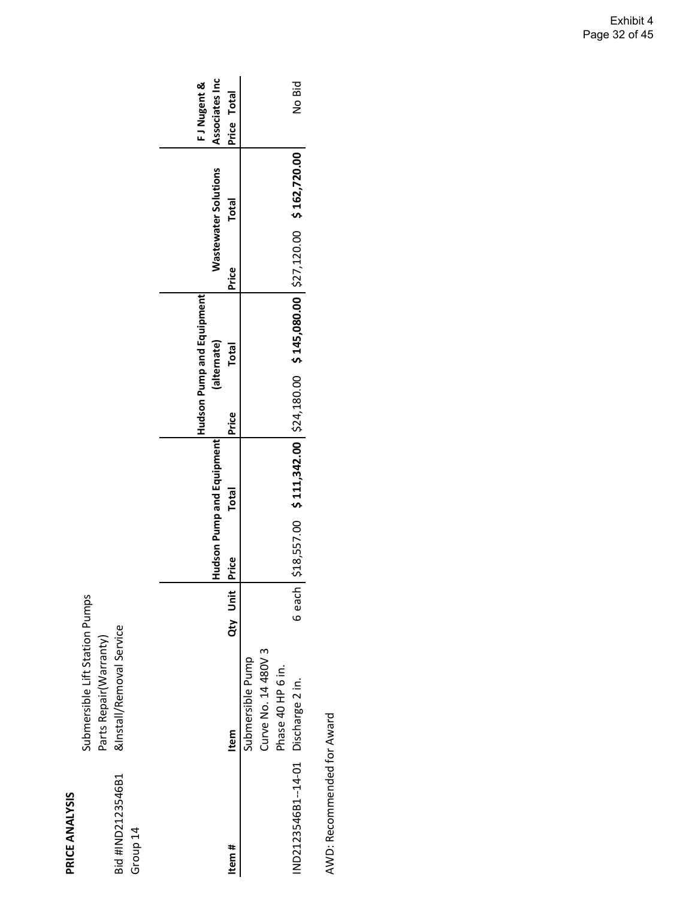**PRICE ANALYSIS**

Bid #IND2123546B1 Submersible Lift Station Pumps Parts Repair(Warranty) &Install/Removal Service

Group 14

| Item # | Item | Qty | Unit | Hudson Pump and Equipment | | Hudson Pump and Equipment (alternate) | | Wastewater Solutions | | F J Nugent & Associates Inc | |
|---|---|---|---|---|---|---|---|---|---|---|---|
| | | | | Price | Total | Price | Total | Price | Total | Price | Total |
| IND2123546B1--14-01 | Submersible Pump Curve No. 14 480V 3 Phase 40 HP 6 in. Discharge 2 in. | 6 | each | $18,557.00 | **$ 111,342.00** | $24,180.00 | **$ 145,080.00** | $27,120.00 | **$ 162,720.00** | No Bid | |

AWD: Recommended for Award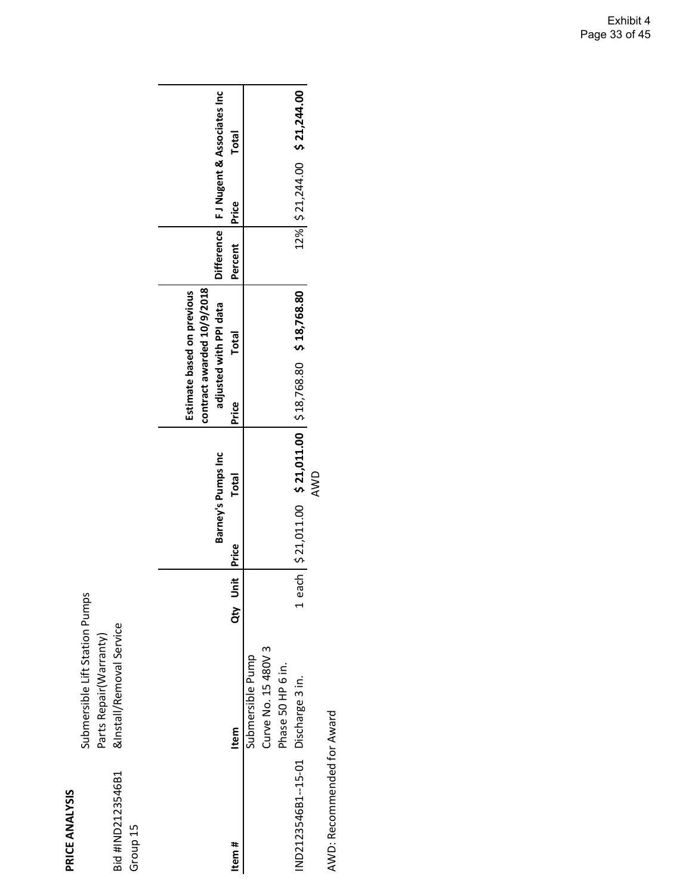**PRICE ANALYSIS**

Bid #IND2123546B1 Submersible Lift Station Pumps Parts Repair(Warranty) &Install/Removal Service

Group 15

| Item # | Item | Qty | Unit | Barney's Pumps Inc | | Estimate based on previous contract awarded 10/9/2018 adjusted with PPI data | | Difference | F J Nugent & Associates Inc | |
|---|---|---|---|---|---|---|---|---|---|---|
| | | | | Price | Total | Price | Total | Percent | Price | Total |
| IND2123546B1--15-01 | Submersible Pump Curve No. 15 480V 3 Phase 50 HP 6 in. Discharge 3 in. | 1 | each | $21,011.00 | **$ 21,011.00** AWD | $18,768.80 | **$ 18,768.80** | 12% | $21,244.00 | **$ 21,244.00** |

AWD: Recommended for Award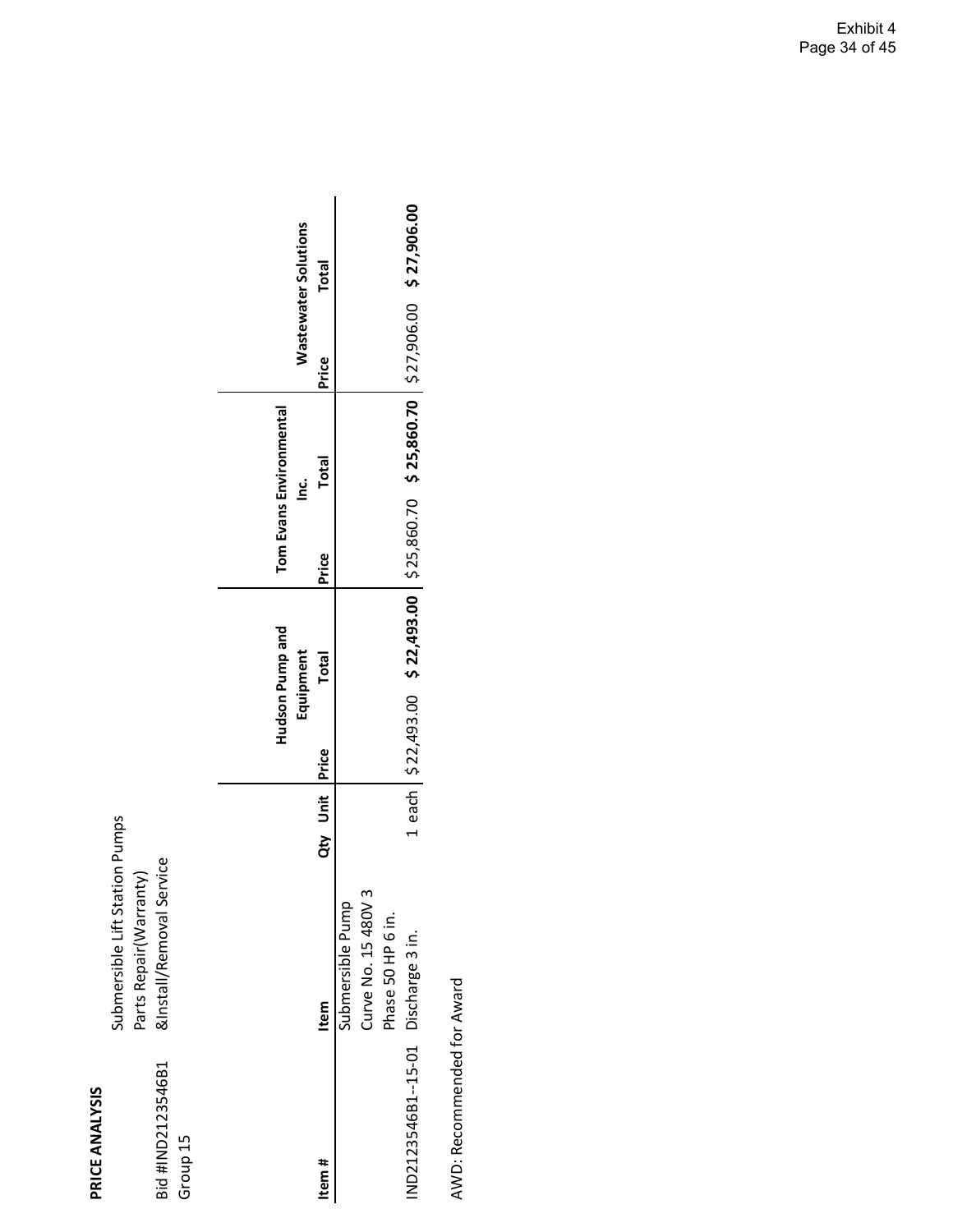**PRICE ANALYSIS**

Bid #IND2123546B1 — Submersible Lift Station Pumps Parts Repair(Warranty) &Install/Removal Service

Group 15

| Item # | Item | Qty | Unit | Hudson Pump and Equipment Price | Hudson Pump and Equipment Total | Tom Evans Environmental Inc. Price | Tom Evans Environmental Inc. Total | Wastewater Solutions Price | Wastewater Solutions Total |
|---|---|---|---|---|---|---|---|---|---|
| IND2123546B1--15-01 | Submersible Pump Curve No. 15 480V 3 Phase 50 HP 6 in. Discharge 3 in. | 1 | each | $22,493.00 | **$ 22,493.00** | $25,860.70 | **$ 25,860.70** | $27,906.00 | **$ 27,906.00** |

AWD: Recommended for Award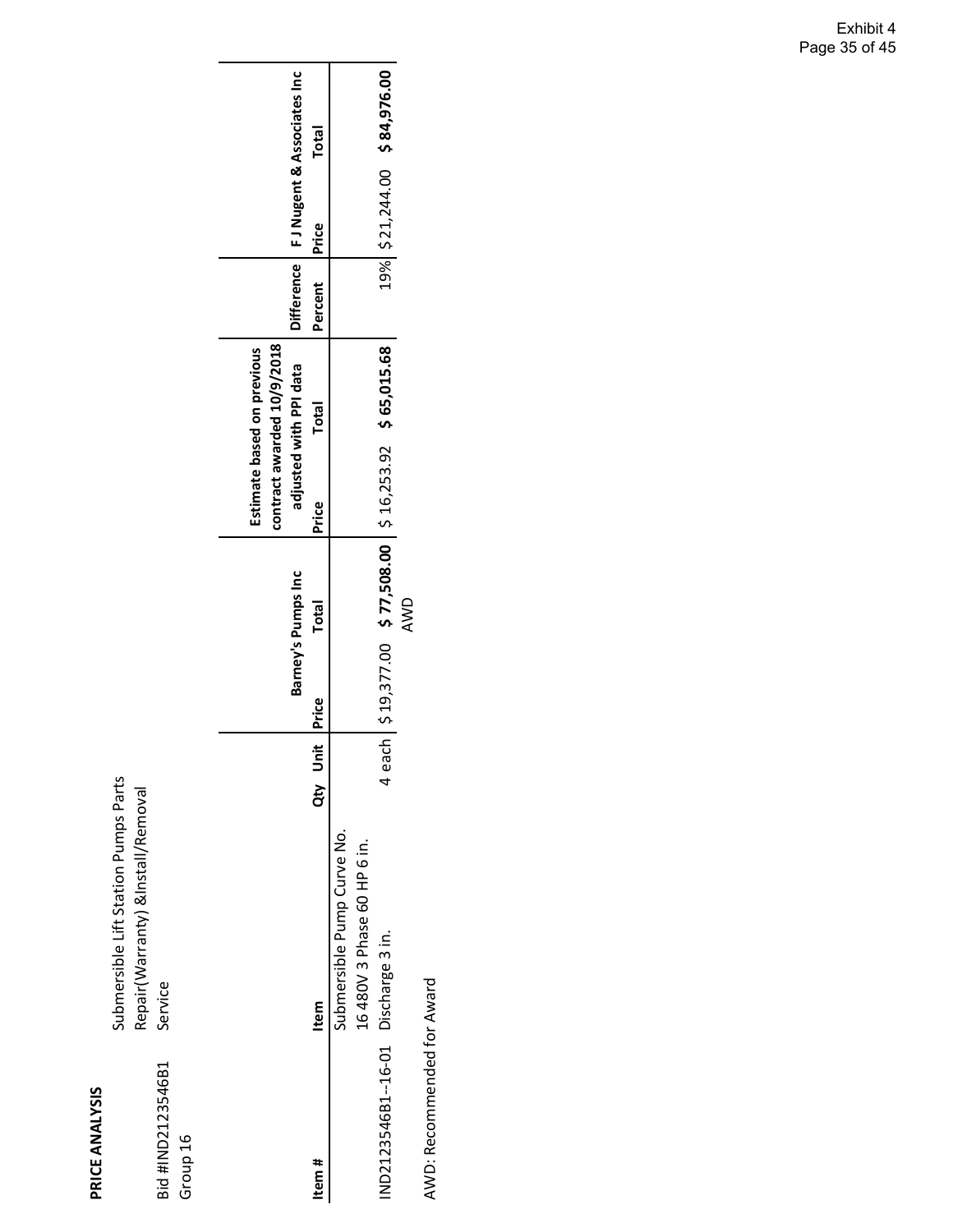**PRICE ANALYSIS**

Bid #IND2123546B1 Submersible Lift Station Pumps Parts Repair(Warranty) &Install/Removal Service

Group 16

| Item # | Item | Qty | Unit | Barney's Pumps Inc Price | Barney's Pumps Inc Total | Estimate based on previous contract awarded 10/9/2018 adjusted with PPI data Price | Estimate based on previous contract awarded 10/9/2018 adjusted with PPI data Total | Difference Percent | F J Nugent & Associates Inc Price | F J Nugent & Associates Inc Total |
|---|---|---|---|---|---|---|---|---|---|---|
| IND2123546B1--16-01 | Submersible Pump Curve No. 16 480V 3 Phase 60 HP 6 in. Discharge 3 in. | 4 | each | $ 19,377.00 | **$ 77,508.00** AWD | $ 16,253.92 | **$ 65,015.68** | 19% | $21,244.00 | **$ 84,976.00** |

AWD: Recommended for Award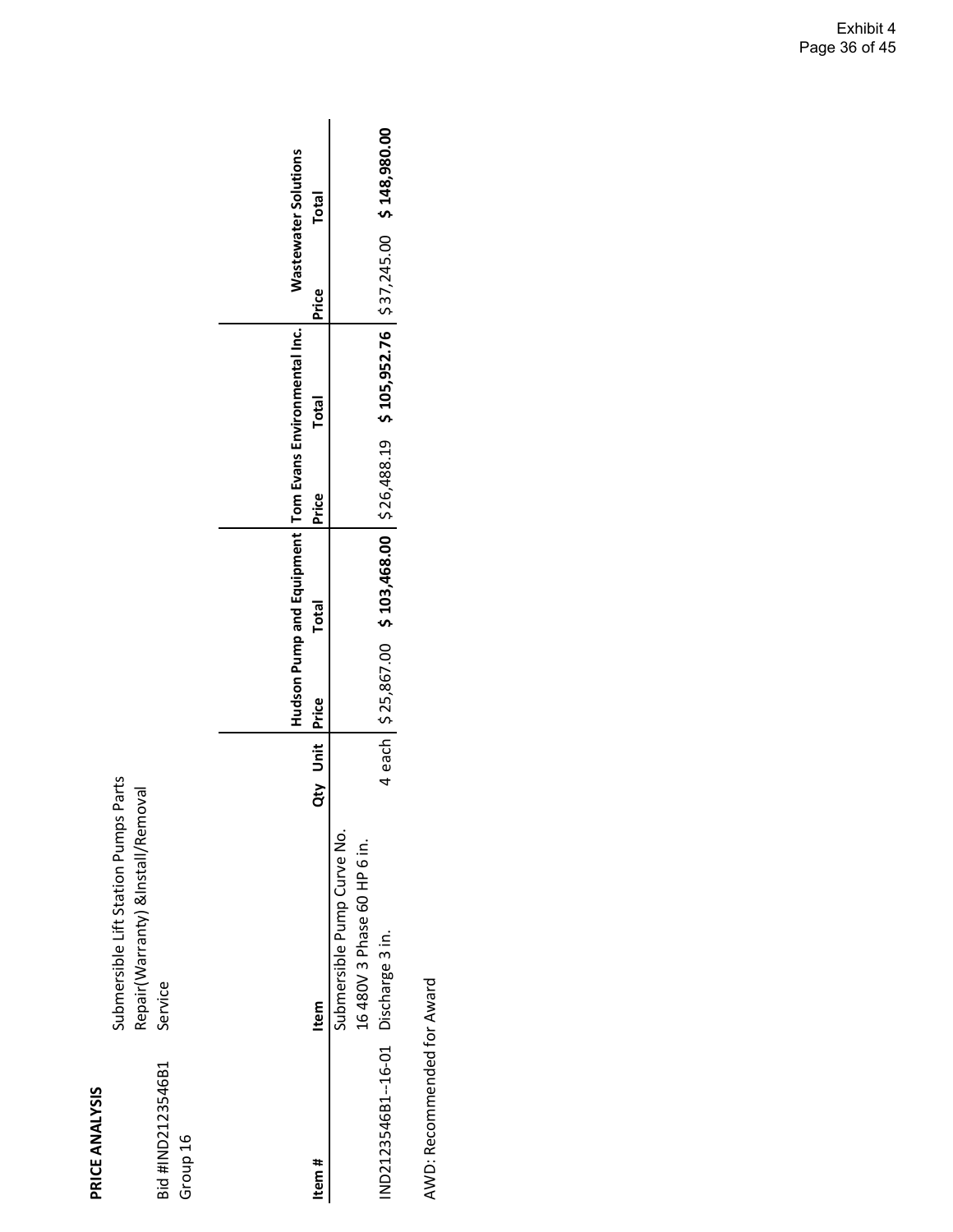**PRICE ANALYSIS**

Bid #IND2123546B1 Submersible Lift Station Pumps Parts Repair(Warranty) &Install/Removal Service

Group 16

| Item # | Item | Qty | Unit | Hudson Pump and Equipment Price | Hudson Pump and Equipment Total | Tom Evans Environmental Inc. Price | Tom Evans Environmental Inc. Total | Wastewater Solutions Price | Wastewater Solutions Total |
|---|---|---|---|---|---|---|---|---|---|
| IND2123546B1--16-01 | Submersible Pump Curve No. 16 480V 3 Phase 60 HP 6 in. Discharge 3 in. | 4 | each | $ 25,867.00 | **$ 103,468.00** | $ 26,488.19 | **$ 105,952.76** | $37,245.00 | **$ 148,980.00** |

AWD: Recommended for Award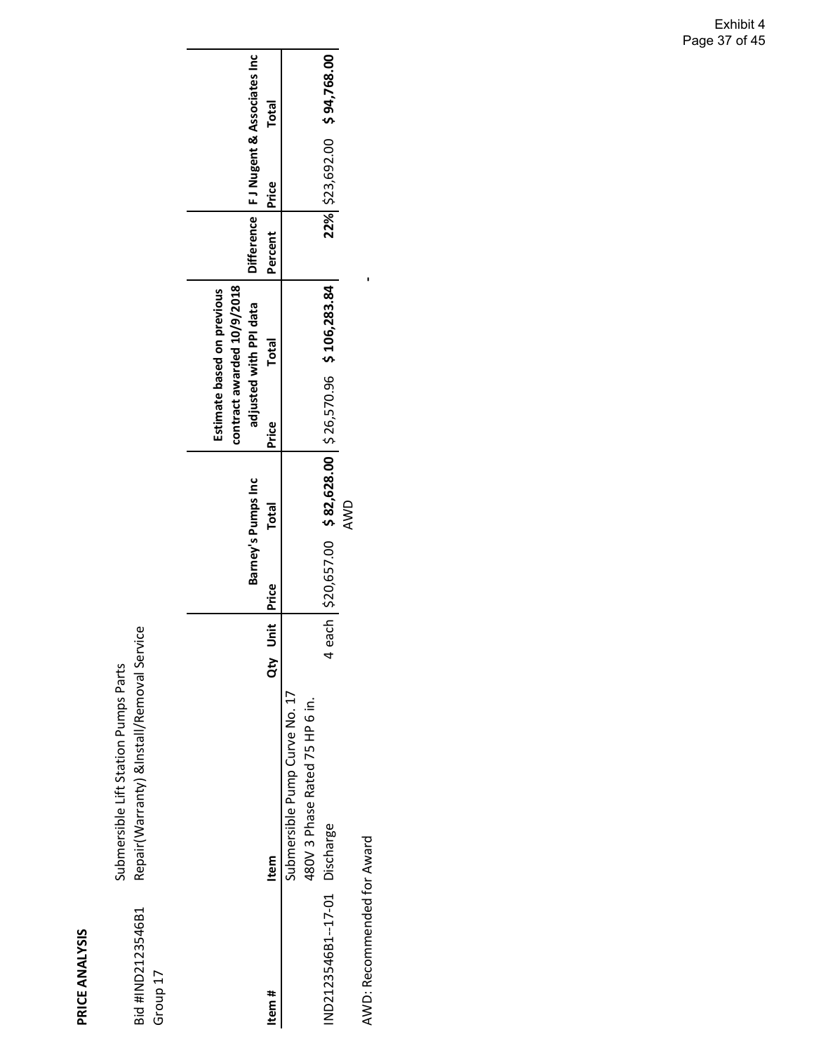**PRICE ANALYSIS**

Bid #IND2123546B1 Submersible Lift Station Pumps Parts Repair(Warranty) &Install/Removal Service

Group 17

| Item # | Item | Qty | Unit | Barney's Pumps Inc | | Estimate based on previous contract awarded 10/9/2018 adjusted with PPI data | | Difference | F J Nugent & Associates Inc | |
|---|---|---|---|---|---|---|---|---|---|---|
| | | | | Price | Total | Price | Total | Percent | Price | Total |
| IND2123546B1--17-01 | Submersible Pump Curve No. 17 480V 3 Phase Rated 75 HP 6 in. Discharge | 4 | each | $20,657.00 | **$ 82,628.00** | $ 26,570.96 | **$ 106,283.84** | **22%** | $23,692.00 | **$ 94,768.00** |
| | | | | | AWD | | | | | |

AWD: Recommended for Award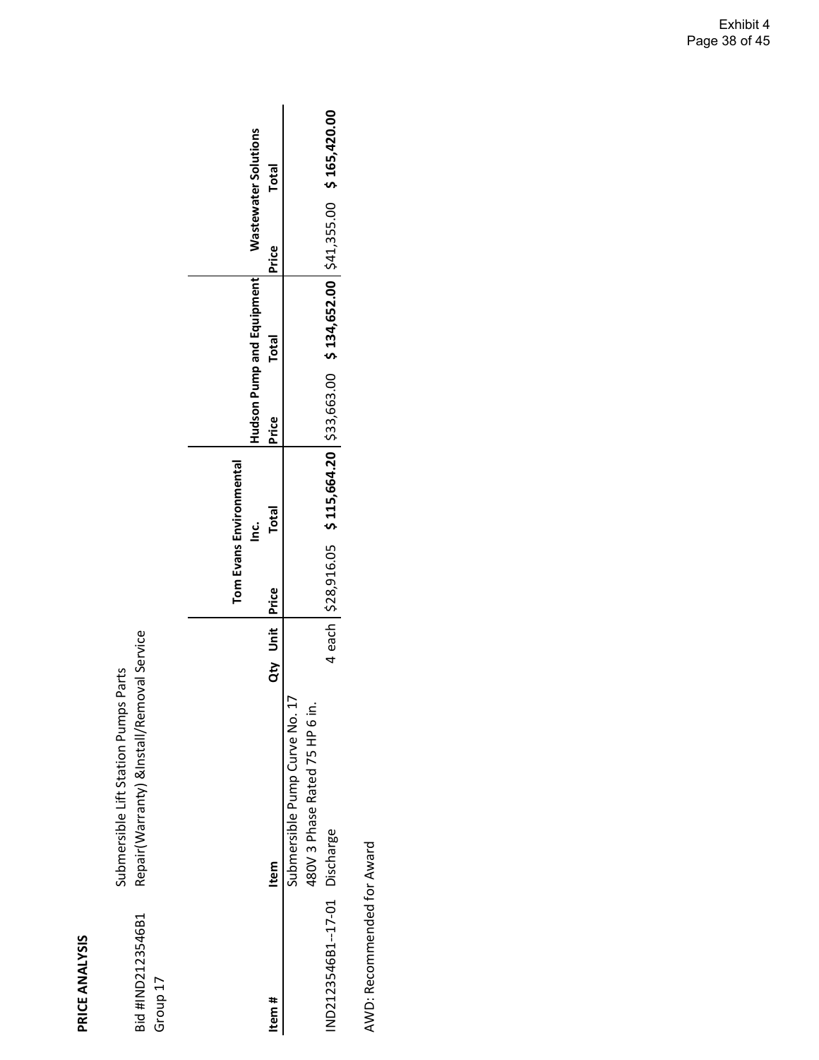**PRICE ANALYSIS**

Bid #IND2123546B1 Submersible Lift Station Pumps Parts Repair(Warranty) &Install/Removal Service

Group 17

| Item # | Item | Qty | Unit | Tom Evans Environmental Inc. Price | Tom Evans Environmental Inc. Total | Hudson Pump and Equipment Price | Hudson Pump and Equipment Total | Wastewater Solutions Price | Wastewater Solutions Total |
|---|---|---|---|---|---|---|---|---|---|
| IND2123546B1--17-01 | Submersible Pump Curve No. 17 480V 3 Phase Rated 75 HP 6 in. Discharge | 4 | each | $28,916.05 | **$ 115,664.20** | $33,663.00 | **$ 134,652.00** | $41,355.00 | **$ 165,420.00** |

AWD: Recommended for Award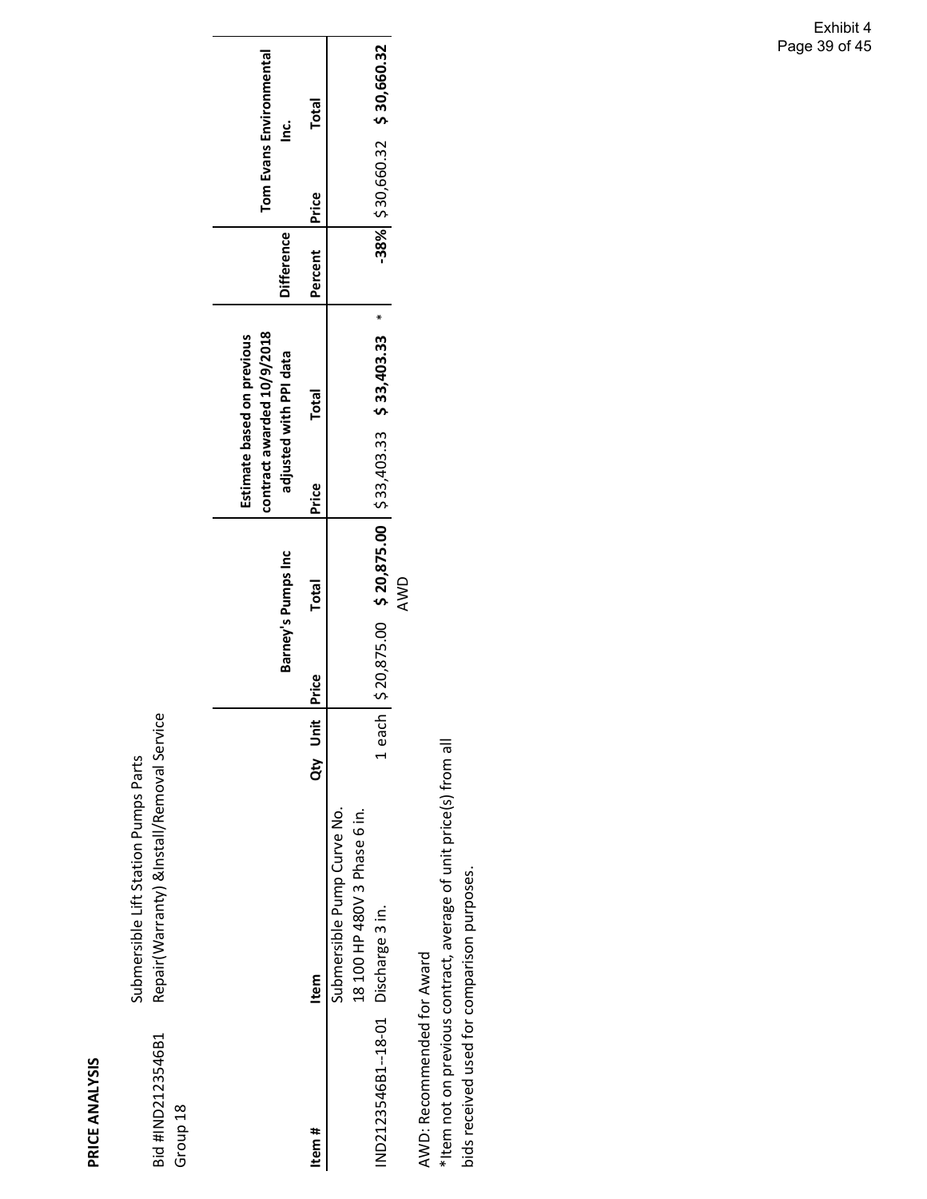**PRICE ANALYSIS**

Bid #IND2123546B1 Submersible Lift Station Pumps Parts Repair(Warranty) &Install/Removal Service

Group 18

| Item # | Item | Qty | Unit | Barney's Pumps Inc | | Estimate based on previous contract awarded 10/9/2018 adjusted with PPI data | | Difference | Tom Evans Environmental Inc. | |
|---|---|---|---|---|---|---|---|---|---|---|
| | | | | Price | Total | Price | Total | Percent | Price | Total |
| IND2123546B1--18-01 | Submersible Pump Curve No. 18 100 HP 480V 3 Phase 6 in. Discharge 3 in. | 1 | each | $20,875.00 | **$ 20,875.00** AWD | $33,403.33 | **$ 33,403.33** * | **-38%** | $30,660.32 | **$ 30,660.32** |

AWD: Recommended for Award

*Item not on previous contract, average of unit price(s) from all bids received used for comparison purposes.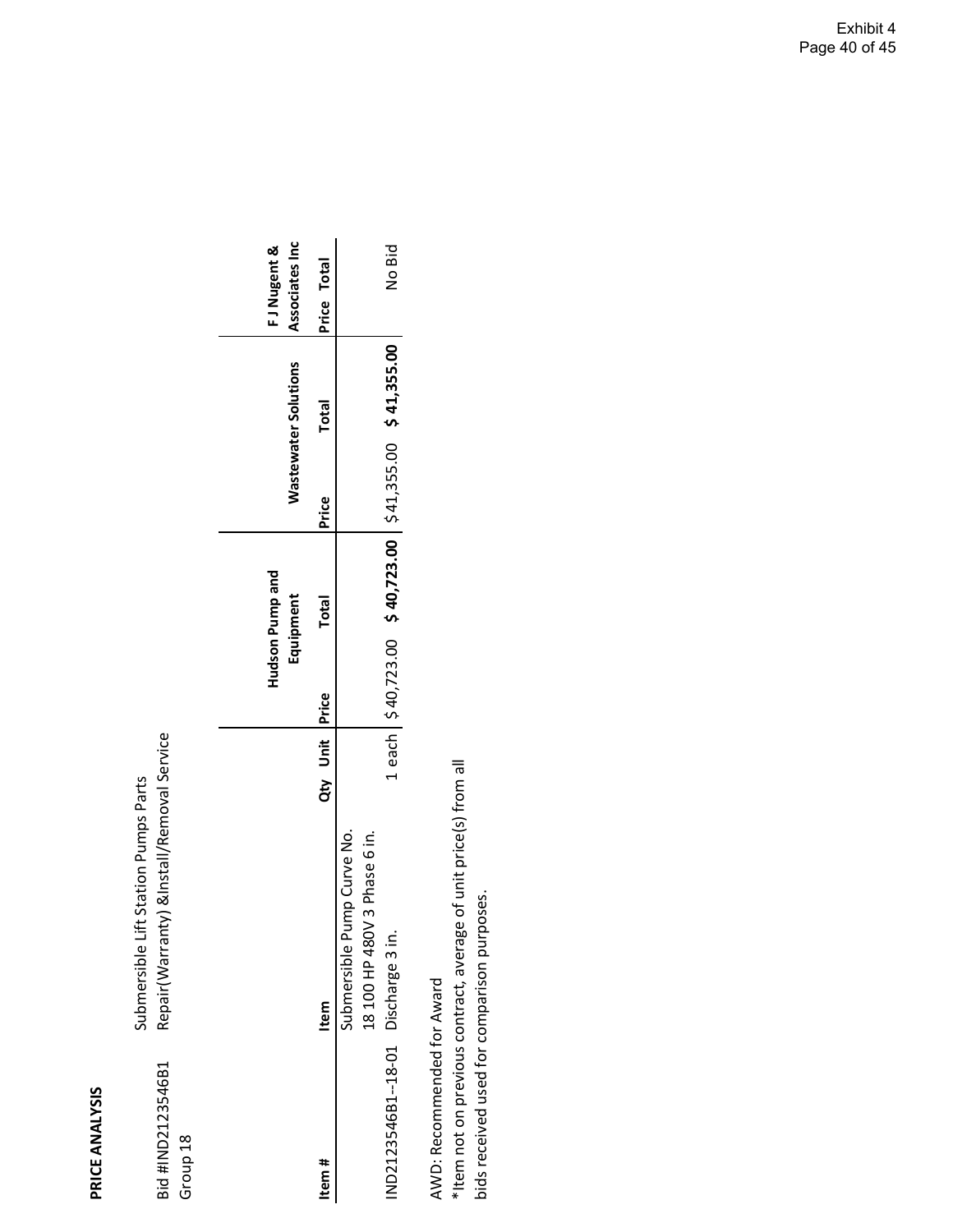**PRICE ANALYSIS**

Bid #IND2123546B1 Submersible Lift Station Pumps Parts Repair(Warranty) &Install/Removal Service

Group 18

| Item # | Item | Qty | Unit | Hudson Pump and Equipment Price | Hudson Pump and Equipment Total | Wastewater Solutions Price | Wastewater Solutions Total | F J Nugent & Associates Inc Price | F J Nugent & Associates Inc Total |
|---|---|---|---|---|---|---|---|---|---|
| IND2123546B1--18-01 | Submersible Pump Curve No. 18 100 HP 480V 3 Phase 6 in. Discharge 3 in. | 1 | each | $40,723.00 | **$ 40,723.00** | $41,355.00 | **$ 41,355.00** | No Bid | |

AWD: Recommended for Award

*Item not on previous contract, average of unit price(s) from all bids received used for comparison purposes.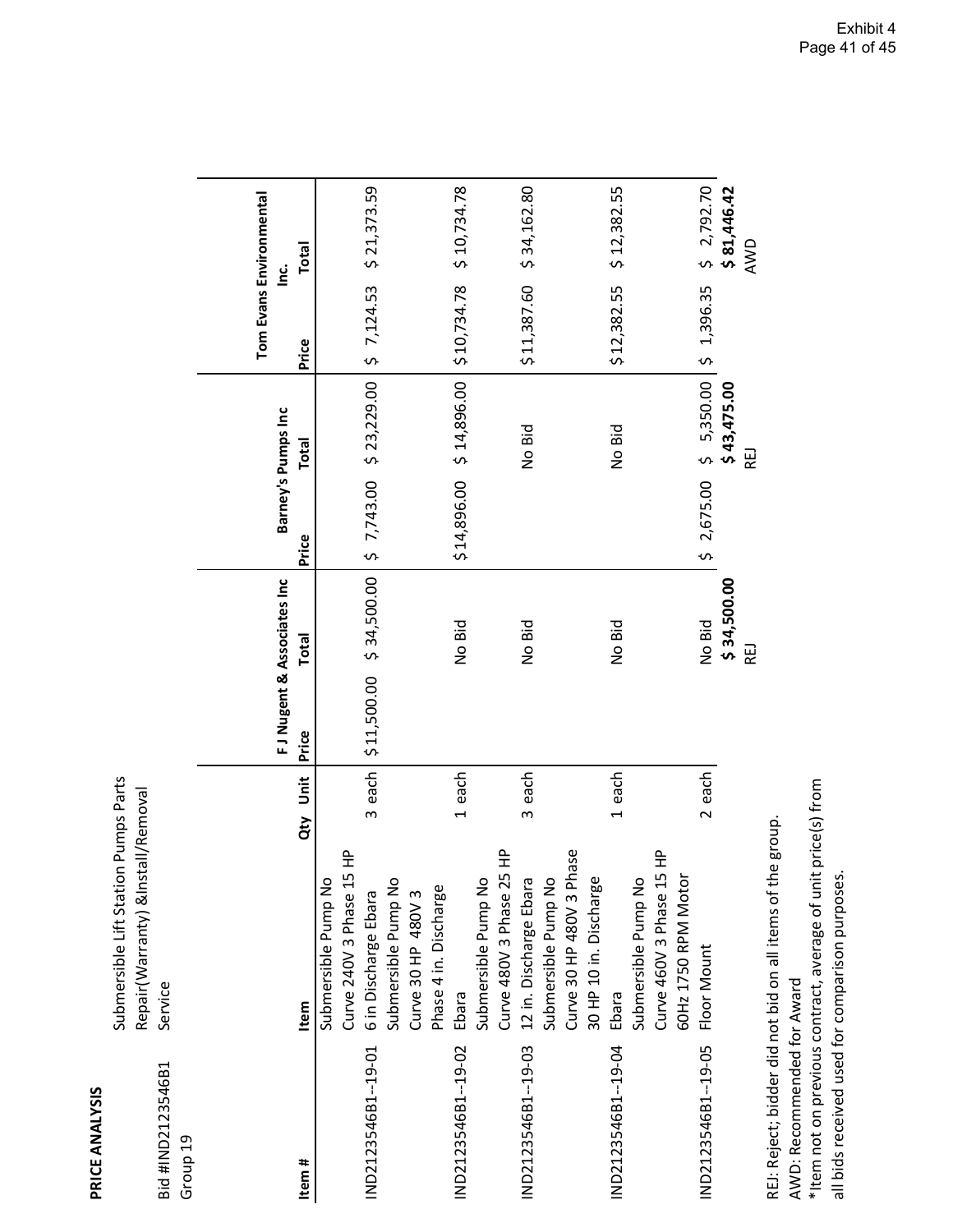**PRICE ANALYSIS**

Bid #IND2123546B1 Submersible Lift Station Pumps Parts Repair(Warranty) &Install/Removal Service

Group 19

| Item # | Item | Qty | Unit | F J Nugent & Associates Inc Price | F J Nugent & Associates Inc Total | Barney's Pumps Inc Price | Barney's Pumps Inc Total | Tom Evans Environmental Inc. Price | Tom Evans Environmental Inc. Total |
|---|---|---|---|---|---|---|---|---|---|
| IND2123546B1--19-01 | Submersible Pump No Curve 240V 3 Phase 15 HP 6 in Discharge Ebara | 3 | each | $11,500.00 | $ 34,500.00 | $ 7,743.00 | $ 23,229.00 | $ 7,124.53 | $ 21,373.59 |
| IND2123546B1--19-02 | Submersible Pump No Curve 30 HP 480V 3 Phase 4 in. Discharge Ebara | 1 | each | | No Bid | $14,896.00 | $ 14,896.00 | $10,734.78 | $ 10,734.78 |
| IND2123546B1--19-03 | Submersible Pump No Curve 480V 3 Phase 25 HP 12 in. Discharge Ebara | 3 | each | | No Bid | | No Bid | $11,387.60 | $ 34,162.80 |
| IND2123546B1--19-04 | Submersible Pump No Curve 30 HP 480V 3 Phase 30 HP 10 in. Discharge Ebara | 1 | each | | No Bid | | No Bid | $12,382.55 | $ 12,382.55 |
| IND2123546B1--19-05 | Submersible Pump No Curve 460V 3 Phase 15 HP 60Hz 1750 RPM Motor Floor Mount | 2 | each | | No Bid | $ 2,675.00 | $ 5,350.00 | $ 1,396.35 | $ 2,792.70 |
| | | | | | **$ 34,500.00** | | **$ 43,475.00** | | **$ 81,446.42** |
| | | | | | REJ | | REJ | | AWD |

REJ: Reject; bidder did not bid on all items of the group.

AWD: Recommended for Award

*Item not on previous contract, average of unit price(s) from all bids received used for comparison purposes.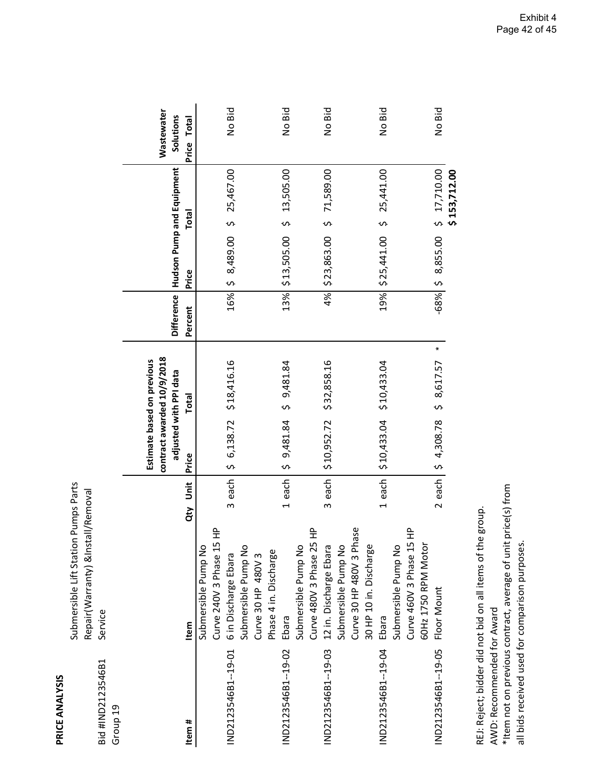**PRICE ANALYSIS**

Submersible Lift Station Pumps Parts Repair(Warranty) &Install/Removal Service

Bid #IND2123546B1

Group 19

| Item # | Item | Qty | Unit | Estimate based on previous contract awarded 10/9/2018 adjusted with PPI data Price | Total | Difference Percent | Hudson Pump and Equipment Price | Total | Wastewater Solutions Price Total |
|---|---|---|---|---|---|---|---|---|---|
| IND2123546B1--19-01 | Submersible Pump No Curve 240V 3 Phase 15 HP 6 in Discharge Ebara | 3 | each | $ 6,138.72 | $18,416.16 | 16% | $ 8,489.00 | $ 25,467.00 | No Bid |
| IND2123546B1--19-02 | Submersible Pump No Curve 30 HP 480V 3 Phase 4 in. Discharge Ebara | 1 | each | $ 9,481.84 | $ 9,481.84 | 13% | $13,505.00 | $ 13,505.00 | No Bid |
| IND2123546B1--19-03 | Submersible Pump No Curve 480V 3 Phase 25 HP 12 in. Discharge Ebara | 3 | each | $10,952.72 | $32,858.16 | 4% | $23,863.00 | $ 71,589.00 | No Bid |
| IND2123546B1--19-04 | Submersible Pump No Curve 30 HP 480V 3 Phase 30 HP 10 in. Discharge Ebara | 1 | each | $10,433.04 | $10,433.04 | 19% | $25,441.00 | $ 25,441.00 | No Bid |
| IND2123546B1--19-05 | Submersible Pump No Curve 460V 3 Phase 15 HP 60Hz 1750 RPM Motor Floor Mount | 2 | each | $ 4,308.78 | $ 8,617.57 * | -68% | $ 8,855.00 | $ 17,710.00 | No Bid |
| | | | | | | | | **$ 153,712.00** | |

REJ: Reject; bidder did not bid on all items of the group.

AWD: Recommended for Award

*Item not on previous contract, average of unit price(s) from all bids received used for comparison purposes.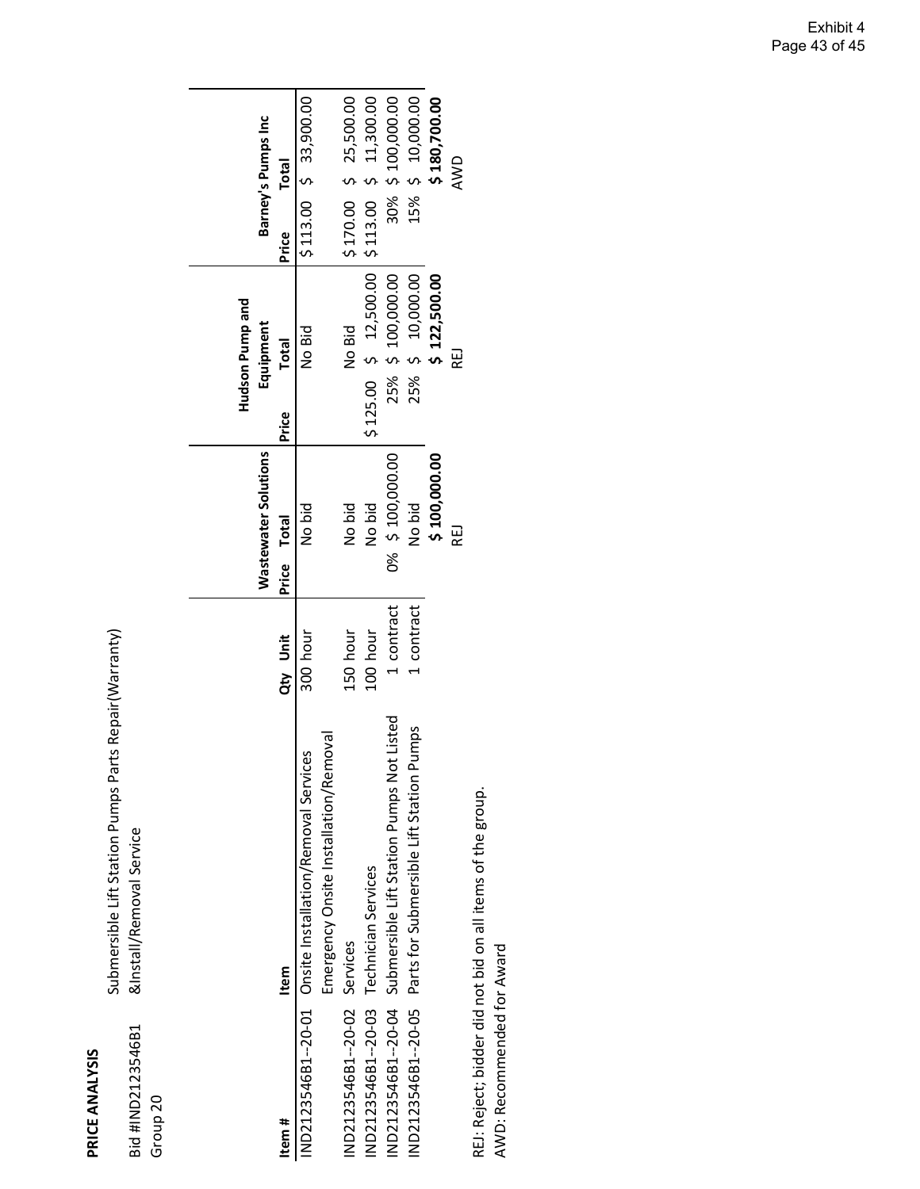**PRICE ANALYSIS**

Bid #IND2123546B1 Submersible Lift Station Pumps Parts Repair(Warranty) &Install/Removal Service

Group 20

| Item # | Item | Qty | Unit | Wastewater Solutions | | Hudson Pump and Equipment | | Barney's Pumps Inc | |
|---|---|---|---|---|---|---|---|---|---|
| | | | | Price | Total | Price | Total | Price | Total |
| IND2123546B1--20-01 | Onsite Installation/Removal Services | 300 | hour | | No bid | | No Bid | $ 113.00 | $ 33,900.00 |
| IND2123546B1--20-02 | Emergency Onsite Installation/Removal Services | 150 | hour | | No bid | | No Bid | $ 170.00 | $ 25,500.00 |
| IND2123546B1--20-03 | Technician Services | 100 | hour | | No bid | $ 125.00 | $ 12,500.00 | $ 113.00 | $ 11,300.00 |
| IND2123546B1--20-04 | Submersible Lift Station Pumps Not Listed | 1 | contract | 0% | $ 100,000.00 | 25% | $ 100,000.00 | 30% | $ 100,000.00 |
| IND2123546B1--20-05 | Parts for Submersible Lift Station Pumps | 1 | contract | | No bid | 25% | $ 10,000.00 | 15% | $ 10,000.00 |
| | | | | | **$ 100,000.00** | | **$ 122,500.00** | | **$ 180,700.00** |
| | | | | | REJ | | REJ | | AWD |

REJ: Reject; bidder did not bid on all items of the group.

AWD: Recommended for Award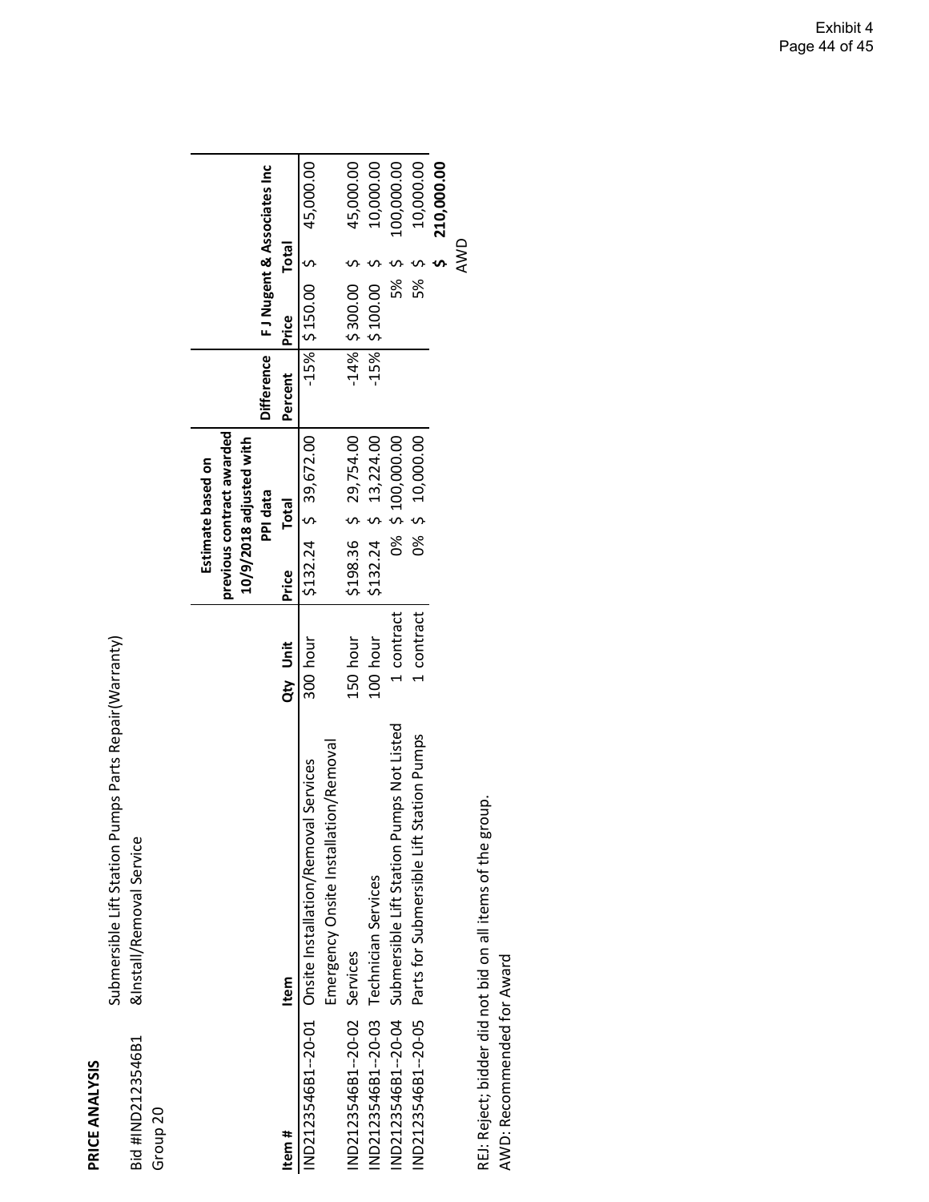**PRICE ANALYSIS**

Bid #IND2123546B1 Submersible Lift Station Pumps Parts Repair(Warranty) &Install/Removal Service

Group 20

| Item # | Item | Qty | Unit | Estimate based on previous contract awarded 10/9/2018 adjusted with PPI data | | Difference | F J Nugent & Associates Inc | |
|---|---|---|---|---|---|---|---|---|
| | | | | Price | Total | Percent | Price | Total |
| IND2123546B1--20-01 | Onsite Installation/Removal Services | 300 | hour | $132.24 | $ 39,672.00 | -15% | $ 150.00 | $ 45,000.00 |
| IND2123546B1--20-02 | Emergency Onsite Installation/Removal Services | 150 | hour | $198.36 | $ 29,754.00 | -14% | $ 300.00 | $ 45,000.00 |
| IND2123546B1--20-03 | Technician Services | 100 | hour | $132.24 | $ 13,224.00 | -15% | $ 100.00 | $ 10,000.00 |
| IND2123546B1--20-04 | Submersible Lift Station Pumps Not Listed | 1 | contract | 0% | $ 100,000.00 | | 5% | $ 100,000.00 |
| IND2123546B1--20-05 | Parts for Submersible Lift Station Pumps | 1 | contract | 0% | $ 10,000.00 | | 5% | $ 10,000.00 |
| | | | | | | | | $ 210,000.00 |
| | | | | | | | | AWD |

REJ: Reject; bidder did not bid on all items of the group.

AWD: Recommended for Award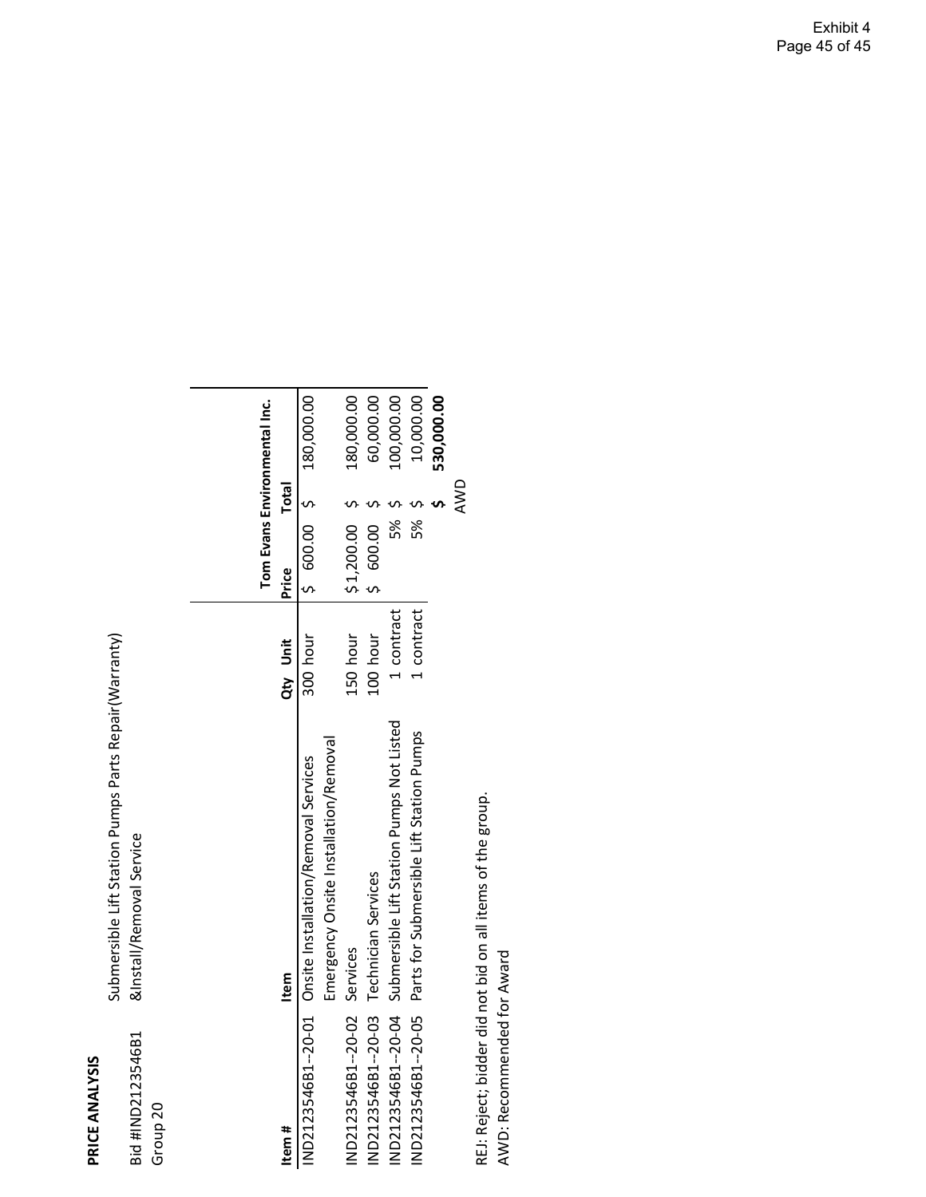**PRICE ANALYSIS**

Bid #IND2123546B1 Submersible Lift Station Pumps Parts Repair(Warranty) &Install/Removal Service

Group 20

| Item # | Item | Qty | Unit | Tom Evans Environmental Inc. | |
|---|---|---|---|---|---|
| | | | | Price | Total |
| IND2123546B1--20-01 | Onsite Installation/Removal Services | 300 | hour | $ 600.00 | $ 180,000.00 |
| IND2123546B1--20-02 | Emergency Onsite Installation/Removal Services | 150 | hour | $1,200.00 | $ 180,000.00 |
| IND2123546B1--20-03 | Technician Services | 100 | hour | $ 600.00 | $ 60,000.00 |
| IND2123546B1--20-04 | Submersible Lift Station Pumps Not Listed | 1 | contract | 5% | $ 100,000.00 |
| IND2123546B1--20-05 | Parts for Submersible Lift Station Pumps | 1 | contract | 5% | $ 10,000.00 |
| | | | | | **$ 530,000.00** |
| | | | | | AWD |

REJ: Reject; bidder did not bid on all items of the group.

AWD: Recommended for Award